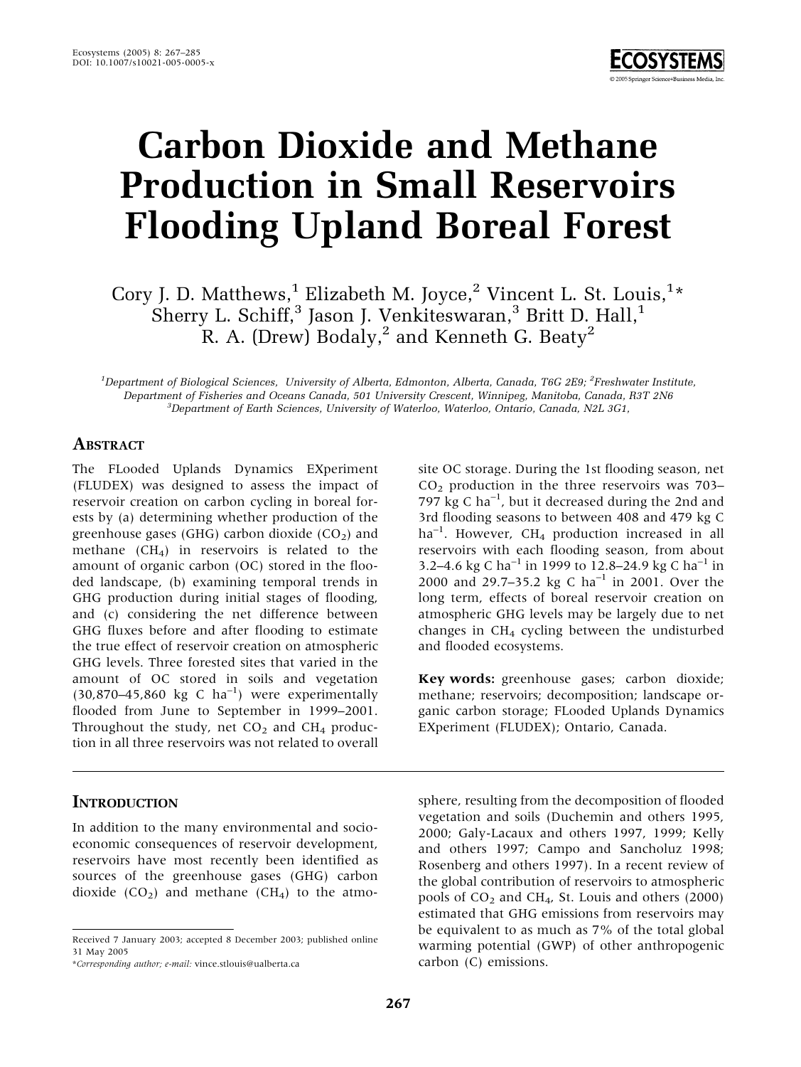# Carbon Dioxide and Methane Production in Small Reservoirs Flooding Upland Boreal Forest

Cory J. D. Matthews,[1] Elizabeth M. Joyce,[2] Vincent L. St. Louis,[1]* Sherry L. Schiff,[3] Jason J. Venkiteswaran,[3] Britt D. Hall,[1] R. A. (Drew) Bodaly,[2] and Kenneth G. Beaty[2]

[1]Department of Biological Sciences, University of Alberta, Edmonton, Alberta, Canada, T6G 2E9; [2]Freshwater Institute, Department of Fisheries and Oceans Canada, 501 University Crescent, Winnipeg, Manitoba, Canada, R3T 2N6
[3]Department of Earth Sciences, University of Waterloo, Waterloo, Ontario, Canada, N2L 3G1,

## Abstract

The FLooded Uplands Dynamics EXperiment (FLUDEX) was designed to assess the impact of reservoir creation on carbon cycling in boreal forests by (a) determining whether production of the greenhouse gases (GHG) carbon dioxide ($CO_2$) and methane ($CH_4$) in reservoirs is related to the amount of organic carbon (OC) stored in the flooded landscape, (b) examining temporal trends in GHG production during initial stages of flooding, and (c) considering the net difference between GHG fluxes before and after flooding to estimate the true effect of reservoir creation on atmospheric GHG levels. Three forested sites that varied in the amount of OC stored in soils and vegetation (30,870–45,860 kg C $ha^{-1}$) were experimentally flooded from June to September in 1999–2001. Throughout the study, net $CO_2$ and $CH_4$ production in all three reservoirs was not related to overall site OC storage. During the 1st flooding season, net $CO_2$ production in the three reservoirs was 703–797 kg C $ha^{-1}$, but it decreased during the 2nd and 3rd flooding seasons to between 408 and 479 kg C $ha^{-1}$. However, $CH_4$ production increased in all reservoirs with each flooding season, from about 3.2–4.6 kg C $ha^{-1}$ in 1999 to 12.8–24.9 kg C $ha^{-1}$ in 2000 and 29.7–35.2 kg C $ha^{-1}$ in 2001. Over the long term, effects of boreal reservoir creation on atmospheric GHG levels may be largely due to net changes in $CH_4$ cycling between the undisturbed and flooded ecosystems.

**Key words:** greenhouse gases; carbon dioxide; methane; reservoirs; decomposition; landscape organic carbon storage; FLooded Uplands Dynamics EXperiment (FLUDEX); Ontario, Canada.

## Introduction

In addition to the many environmental and socioeconomic consequences of reservoir development, reservoirs have most recently been identified as sources of the greenhouse gases (GHG) carbon dioxide ($CO_2$) and methane ($CH_4$) to the atmosphere, resulting from the decomposition of flooded vegetation and soils (Duchemin and others 1995, 2000; Galy-Lacaux and others 1997, 1999; Kelly and others 1997; Campo and Sancholuz 1998; Rosenberg and others 1997). In a recent review of the global contribution of reservoirs to atmospheric pools of $CO_2$ and $CH_4$, St. Louis and others (2000) estimated that GHG emissions from reservoirs may be equivalent to as much as 7% of the total global warming potential (GWP) of other anthropogenic carbon (C) emissions.

Received 7 January 2003; accepted 8 December 2003; published online 31 May 2005
*Corresponding author; e-mail: vince.stlouis@ualberta.ca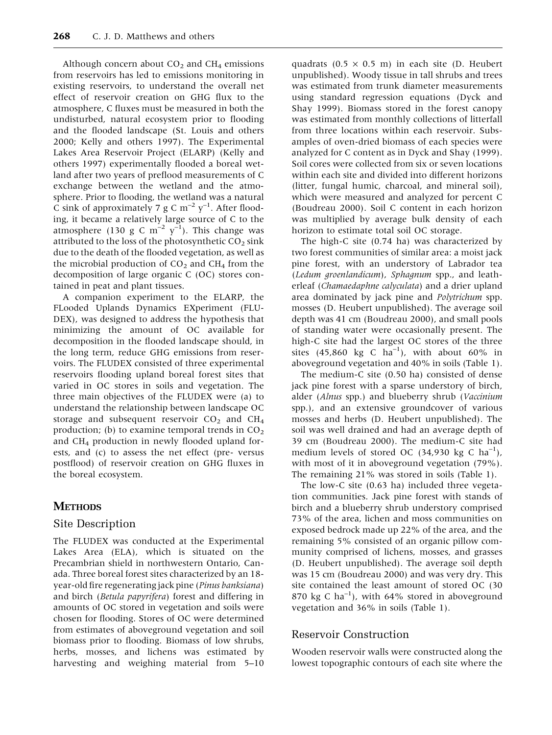Although concern about $CO_2$ and $CH_4$ emissions from reservoirs has led to emissions monitoring in existing reservoirs, to understand the overall net effect of reservoir creation on GHG flux to the atmosphere, C fluxes must be measured in both the undisturbed, natural ecosystem prior to flooding and the flooded landscape (St. Louis and others 2000; Kelly and others 1997). The Experimental Lakes Area Reservoir Project (ELARP) (Kelly and others 1997) experimentally flooded a boreal wetland after two years of preflood measurements of C exchange between the wetland and the atmosphere. Prior to flooding, the wetland was a natural C sink of approximately 7 g C $m^{-2}$ $y^{-1}$. After flooding, it became a relatively large source of C to the atmosphere (130 g C $m^{-2}$ $y^{-1}$). This change was attributed to the loss of the photosynthetic $CO_2$ sink due to the death of the flooded vegetation, as well as the microbial production of $CO_2$ and $CH_4$ from the decomposition of large organic C (OC) stores contained in peat and plant tissues.

A companion experiment to the ELARP, the FLooded Uplands Dynamics EXperiment (FLUDEX), was designed to address the hypothesis that minimizing the amount of OC available for decomposition in the flooded landscape should, in the long term, reduce GHG emissions from reservoirs. The FLUDEX consisted of three experimental reservoirs flooding upland boreal forest sites that varied in OC stores in soils and vegetation. The three main objectives of the FLUDEX were (a) to understand the relationship between landscape OC storage and subsequent reservoir $CO_2$ and $CH_4$ production; (b) to examine temporal trends in $CO_2$ and $CH_4$ production in newly flooded upland forests, and (c) to assess the net effect (pre- versus postflood) of reservoir creation on GHG fluxes in the boreal ecosystem.

## METHODS

### Site Description

The FLUDEX was conducted at the Experimental Lakes Area (ELA), which is situated on the Precambrian shield in northwestern Ontario, Canada. Three boreal forest sites characterized by an 18-year-old fire regenerating jack pine (*Pinus banksiana*) and birch (*Betula papyrifera*) forest and differing in amounts of OC stored in vegetation and soils were chosen for flooding. Stores of OC were determined from estimates of aboveground vegetation and soil biomass prior to flooding. Biomass of low shrubs, herbs, mosses, and lichens was estimated by harvesting and weighing material from 5–10 quadrats (0.5 × 0.5 m) in each site (D. Heubert unpublished). Woody tissue in tall shrubs and trees was estimated from trunk diameter measurements using standard regression equations (Dyck and Shay 1999). Biomass stored in the forest canopy was estimated from monthly collections of litterfall from three locations within each reservoir. Subsamples of oven-dried biomass of each species were analyzed for C content as in Dyck and Shay (1999). Soil cores were collected from six or seven locations within each site and divided into different horizons (litter, fungal humic, charcoal, and mineral soil), which were measured and analyzed for percent C (Boudreau 2000). Soil C content in each horizon was multiplied by average bulk density of each horizon to estimate total soil OC storage.

The high-C site (0.74 ha) was characterized by two forest communities of similar area: a moist jack pine forest, with an understory of Labrador tea (*Ledum groenlandicum*), *Sphagnum* spp., and leatherleaf (*Chamaedaphne calyculata*) and a drier upland area dominated by jack pine and *Polytrichum* spp. mosses (D. Heubert unpublished). The average soil depth was 41 cm (Boudreau 2000), and small pools of standing water were occasionally present. The high-C site had the largest OC stores of the three sites (45,860 kg C $ha^{-1}$), with about 60% in aboveground vegetation and 40% in soils (Table 1).

The medium-C site (0.50 ha) consisted of dense jack pine forest with a sparse understory of birch, alder (*Alnus* spp.) and blueberry shrub (*Vaccinium* spp.), and an extensive groundcover of various mosses and herbs (D. Heubert unpublished). The soil was well drained and had an average depth of 39 cm (Boudreau 2000). The medium-C site had medium levels of stored OC (34,930 kg C $ha^{-1}$), with most of it in aboveground vegetation (79%). The remaining 21% was stored in soils (Table 1).

The low-C site (0.63 ha) included three vegetation communities. Jack pine forest with stands of birch and a blueberry shrub understory comprised 73% of the area, lichen and moss communities on exposed bedrock made up 22% of the area, and the remaining 5% consisted of an organic pillow community comprised of lichens, mosses, and grasses (D. Heubert unpublished). The average soil depth was 15 cm (Boudreau 2000) and was very dry. This site contained the least amount of stored OC (30 870 kg C $ha^{-1}$), with 64% stored in aboveground vegetation and 36% in soils (Table 1).

### Reservoir Construction

Wooden reservoir walls were constructed along the lowest topographic contours of each site where the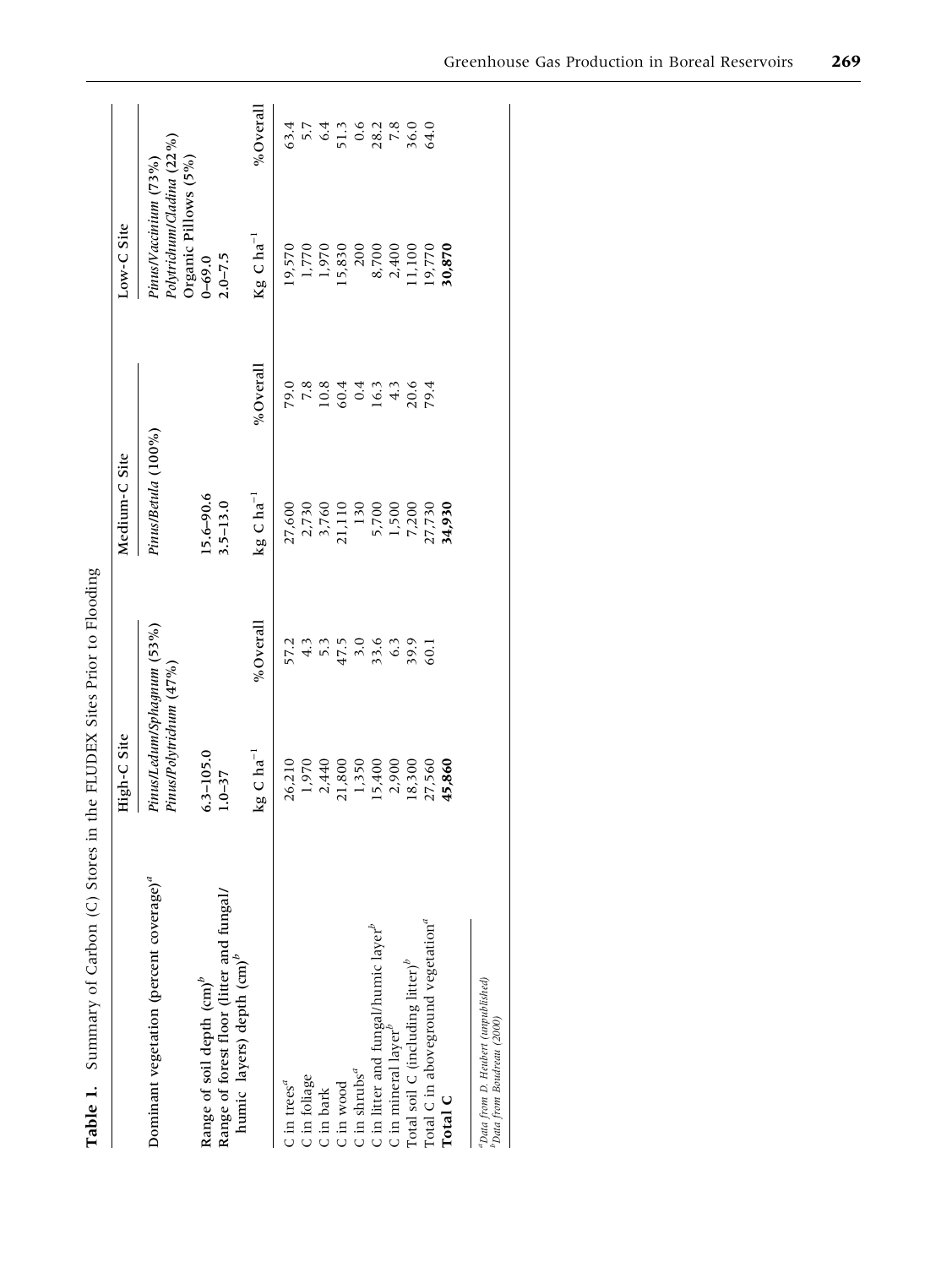**Table 1.** Summary of Carbon (C) Stores in the FLUDEX Sites Prior to Flooding

| | High-C Site | | Medium-C Site | | Low-C Site | |
|---|---|---|---|---|---|---|
| Dominant vegetation (percent coverage)[a] | *Pinus/Ledum/Sphagnum* (53%) *Pinus/Polytrichum* (47%) | | *Pinus/Betula* (100%) | | *Pinus/Vaccinium* (73%) *Polytrichum/Cladina* (22%) Organic Pillows (5%) | |
| Range of soil depth (cm)[b] | 6.3–105.0 | | 15.6–90.6 | | 0–69.0 | |
| Range of forest floor (litter and fungal/humic layers) depth (cm)[b] | 1.0–37 | | 3.5–13.0 | | 2.0–7.5 | |
| | kg C ha$^{-1}$ | %Overall | kg C ha$^{-1}$ | %Overall | Kg C ha$^{-1}$ | %Overall |
| C in trees[a] | 26,210 | 57.2 | 27,600 | 79.0 | 19,570 | 63.4 |
| C in foliage | 1,970 | 4.3 | 2,730 | 7.8 | 1,770 | 5.7 |
| C in bark | 2,440 | 5.3 | 3,760 | 10.8 | 1,970 | 6.4 |
| C in wood | 21,800 | 47.5 | 21,110 | 60.4 | 15,830 | 51.3 |
| C in shrubs[a] | 1,350 | 3.0 | 130 | 0.4 | 200 | 0.6 |
| C in litter and fungal/humic layer[b] | 15,400 | 33.6 | 5,700 | 16.3 | 8,700 | 28.2 |
| C in mineral layer[b] | 2,900 | 6.3 | 1,500 | 4.3 | 2,400 | 7.8 |
| Total soil C (including litter)[b] | 18,300 | 39.9 | 7,200 | 20.6 | 11,100 | 36.0 |
| Total C in aboveground vegetation[a] | 27,560 | 60.1 | 27,730 | 79.4 | 19,770 | 64.0 |
| **Total C** | **45,860** | | **34,930** | | **30,870** | |

[a] *Data from D. Heubert (unpublished)*
[b] *Data from Boudreau (2000)*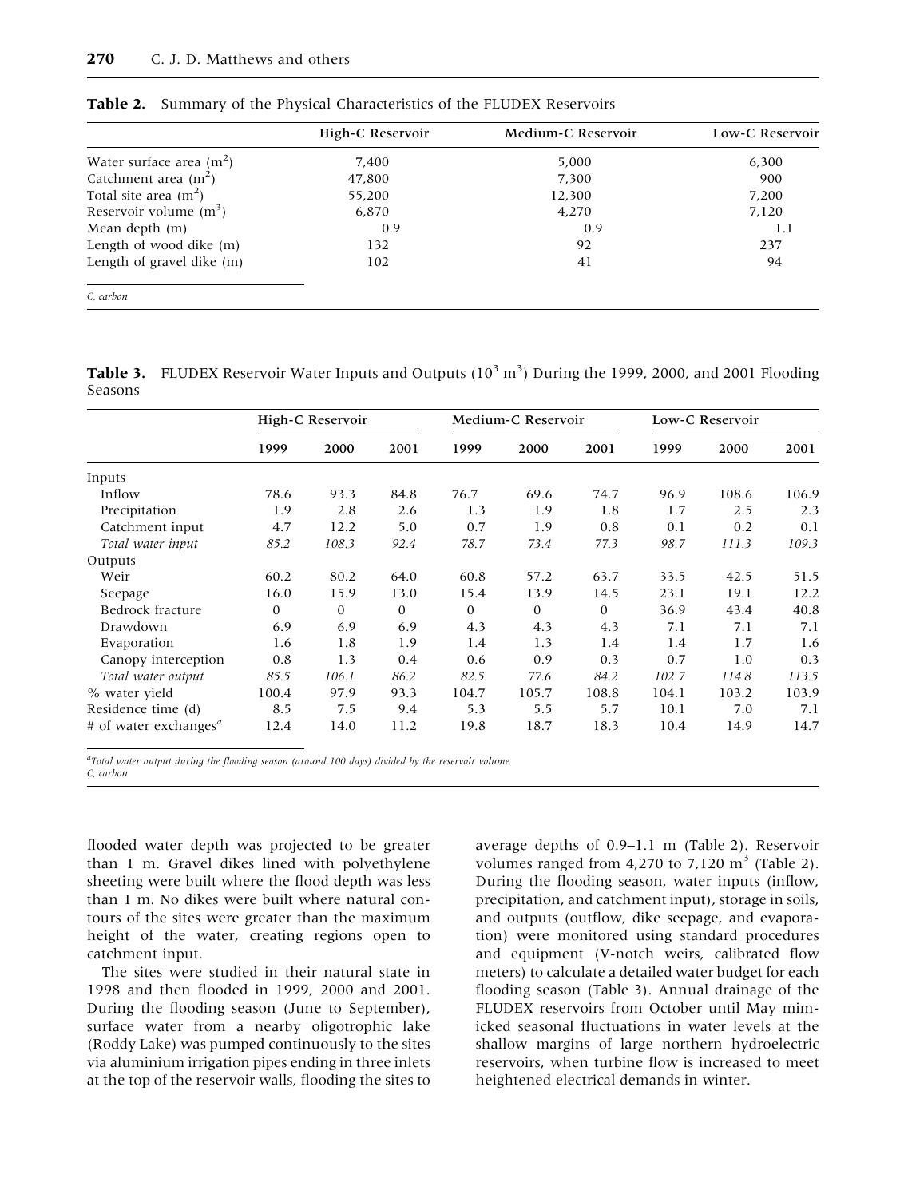**Table 2.** Summary of the Physical Characteristics of the FLUDEX Reservoirs

| | High-C Reservoir | Medium-C Reservoir | Low-C Reservoir |
|---|---|---|---|
| Water surface area ($m^2$) | 7,400 | 5,000 | 6,300 |
| Catchment area ($m^2$) | 47,800 | 7,300 | 900 |
| Total site area ($m^2$) | 55,200 | 12,300 | 7,200 |
| Reservoir volume ($m^3$) | 6,870 | 4,270 | 7,120 |
| Mean depth (m) | 0.9 | 0.9 | 1.1 |
| Length of wood dike (m) | 132 | 92 | 237 |
| Length of gravel dike (m) | 102 | 41 | 94 |

*C, carbon*

**Table 3.** FLUDEX Reservoir Water Inputs and Outputs ($10^3$ $m^3$) During the 1999, 2000, and 2001 Flooding Seasons

| | High-C Reservoir | | | Medium-C Reservoir | | | Low-C Reservoir | | |
|---|---|---|---|---|---|---|---|---|---|
| | 1999 | 2000 | 2001 | 1999 | 2000 | 2001 | 1999 | 2000 | 2001 |
| Inputs | | | | | | | | | |
| Inflow | 78.6 | 93.3 | 84.8 | 76.7 | 69.6 | 74.7 | 96.9 | 108.6 | 106.9 |
| Precipitation | 1.9 | 2.8 | 2.6 | 1.3 | 1.9 | 1.8 | 1.7 | 2.5 | 2.3 |
| Catchment input | 4.7 | 12.2 | 5.0 | 0.7 | 1.9 | 0.8 | 0.1 | 0.2 | 0.1 |
| *Total water input* | *85.2* | *108.3* | *92.4* | *78.7* | *73.4* | *77.3* | *98.7* | *111.3* | *109.3* |
| Outputs | | | | | | | | | |
| Weir | 60.2 | 80.2 | 64.0 | 60.8 | 57.2 | 63.7 | 33.5 | 42.5 | 51.5 |
| Seepage | 16.0 | 15.9 | 13.0 | 15.4 | 13.9 | 14.5 | 23.1 | 19.1 | 12.2 |
| Bedrock fracture | 0 | 0 | 0 | 0 | 0 | 0 | 36.9 | 43.4 | 40.8 |
| Drawdown | 6.9 | 6.9 | 6.9 | 4.3 | 4.3 | 4.3 | 7.1 | 7.1 | 7.1 |
| Evaporation | 1.6 | 1.8 | 1.9 | 1.4 | 1.3 | 1.4 | 1.4 | 1.7 | 1.6 |
| Canopy interception | 0.8 | 1.3 | 0.4 | 0.6 | 0.9 | 0.3 | 0.7 | 1.0 | 0.3 |
| *Total water output* | *85.5* | *106.1* | *86.2* | *82.5* | *77.6* | *84.2* | *102.7* | *114.8* | *113.5* |
| % water yield | 100.4 | 97.9 | 93.3 | 104.7 | 105.7 | 108.8 | 104.1 | 103.2 | 103.9 |
| Residence time (d) | 8.5 | 7.5 | 9.4 | 5.3 | 5.5 | 5.7 | 10.1 | 7.0 | 7.1 |
| # of water exchanges[a] | 12.4 | 14.0 | 11.2 | 19.8 | 18.7 | 18.3 | 10.4 | 14.9 | 14.7 |

[a]*Total water output during the flooding season (around 100 days) divided by the reservoir volume*
*C, carbon*

flooded water depth was projected to be greater than 1 m. Gravel dikes lined with polyethylene sheeting were built where the flood depth was less than 1 m. No dikes were built where natural contours of the sites were greater than the maximum height of the water, creating regions open to catchment input.

The sites were studied in their natural state in 1998 and then flooded in 1999, 2000 and 2001. During the flooding season (June to September), surface water from a nearby oligotrophic lake (Roddy Lake) was pumped continuously to the sites via aluminium irrigation pipes ending in three inlets at the top of the reservoir walls, flooding the sites to average depths of 0.9–1.1 m (Table 2). Reservoir volumes ranged from 4,270 to 7,120 $m^3$ (Table 2). During the flooding season, water inputs (inflow, precipitation, and catchment input), storage in soils, and outputs (outflow, dike seepage, and evaporation) were monitored using standard procedures and equipment (V-notch weirs, calibrated flow meters) to calculate a detailed water budget for each flooding season (Table 3). Annual drainage of the FLUDEX reservoirs from October until May mimicked seasonal fluctuations in water levels at the shallow margins of large northern hydroelectric reservoirs, when turbine flow is increased to meet heightened electrical demands in winter.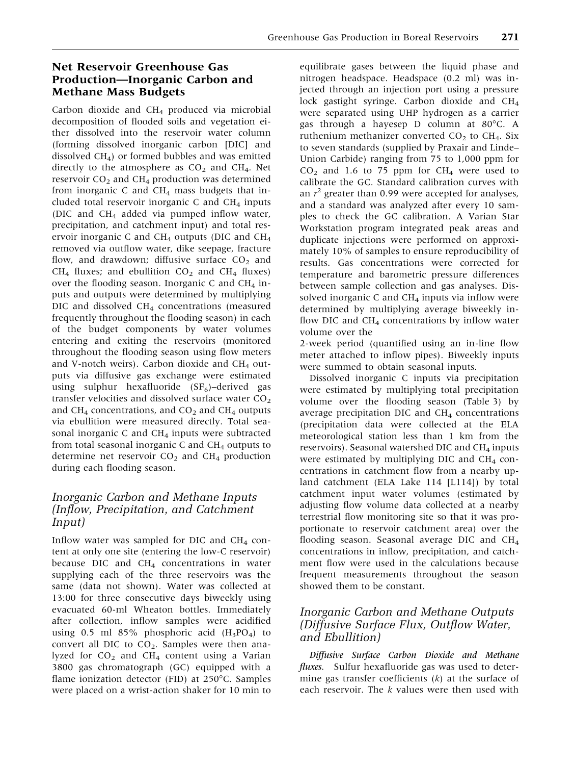## Net Reservoir Greenhouse Gas Production—Inorganic Carbon and Methane Mass Budgets

Carbon dioxide and $CH_4$ produced via microbial decomposition of flooded soils and vegetation either dissolved into the reservoir water column (forming dissolved inorganic carbon [DIC] and dissolved $CH_4$) or formed bubbles and was emitted directly to the atmosphere as $CO_2$ and $CH_4$. Net reservoir $CO_2$ and $CH_4$ production was determined from inorganic C and $CH_4$ mass budgets that included total reservoir inorganic C and $CH_4$ inputs (DIC and $CH_4$ added via pumped inflow water, precipitation, and catchment input) and total reservoir inorganic C and $CH_4$ outputs (DIC and $CH_4$ removed via outflow water, dike seepage, fracture flow, and drawdown; diffusive surface $CO_2$ and $CH_4$ fluxes; and ebullition $CO_2$ and $CH_4$ fluxes) over the flooding season. Inorganic C and $CH_4$ inputs and outputs were determined by multiplying DIC and dissolved $CH_4$ concentrations (measured frequently throughout the flooding season) in each of the budget components by water volumes entering and exiting the reservoirs (monitored throughout the flooding season using flow meters and V-notch weirs). Carbon dioxide and $CH_4$ outputs via diffusive gas exchange were estimated using sulphur hexafluoride ($SF_6$)–derived gas transfer velocities and dissolved surface water $CO_2$ and $CH_4$ concentrations, and $CO_2$ and $CH_4$ outputs via ebullition were measured directly. Total seasonal inorganic C and $CH_4$ inputs were subtracted from total seasonal inorganic C and $CH_4$ outputs to determine net reservoir $CO_2$ and $CH_4$ production during each flooding season.

### *Inorganic Carbon and Methane Inputs (Inflow, Precipitation, and Catchment Input)*

Inflow water was sampled for DIC and $CH_4$ content at only one site (entering the low-C reservoir) because DIC and $CH_4$ concentrations in water supplying each of the three reservoirs was the same (data not shown). Water was collected at 13:00 for three consecutive days biweekly using evacuated 60-ml Wheaton bottles. Immediately after collection, inflow samples were acidified using 0.5 ml 85% phosphoric acid ($H_3PO_4$) to convert all DIC to $CO_2$. Samples were then analyzed for $CO_2$ and $CH_4$ content using a Varian 3800 gas chromatograph (GC) equipped with a flame ionization detector (FID) at 250°C. Samples were placed on a wrist-action shaker for 10 min to equilibrate gases between the liquid phase and nitrogen headspace. Headspace (0.2 ml) was injected through an injection port using a pressure lock gastight syringe. Carbon dioxide and $CH_4$ were separated using UHP hydrogen as a carrier gas through a hayesep D column at 80°C. A ruthenium methanizer converted $CO_2$ to $CH_4$. Six to seven standards (supplied by Praxair and Linde–Union Carbide) ranging from 75 to 1,000 ppm for $CO_2$ and 1.6 to 75 ppm for $CH_4$ were used to calibrate the GC. Standard calibration curves with an $r^2$ greater than 0.99 were accepted for analyses, and a standard was analyzed after every 10 samples to check the GC calibration. A Varian Star Workstation program integrated peak areas and duplicate injections were performed on approximately 10% of samples to ensure reproducibility of results. Gas concentrations were corrected for temperature and barometric pressure differences between sample collection and gas analyses. Dissolved inorganic C and $CH_4$ inputs via inflow were determined by multiplying average biweekly inflow DIC and $CH_4$ concentrations by inflow water volume over the 2-week period (quantified using an in-line flow meter attached to inflow pipes). Biweekly inputs were summed to obtain seasonal inputs.

Dissolved inorganic C inputs via precipitation were estimated by multiplying total precipitation volume over the flooding season (Table 3) by average precipitation DIC and $CH_4$ concentrations (precipitation data were collected at the ELA meteorological station less than 1 km from the reservoirs). Seasonal watershed DIC and $CH_4$ inputs were estimated by multiplying DIC and $CH_4$ concentrations in catchment flow from a nearby upland catchment (ELA Lake 114 [L114]) by total catchment input water volumes (estimated by adjusting flow volume data collected at a nearby terrestrial flow monitoring site so that it was proportionate to reservoir catchment area) over the flooding season. Seasonal average DIC and $CH_4$ concentrations in inflow, precipitation, and catchment flow were used in the calculations because frequent measurements throughout the season showed them to be constant.

### *Inorganic Carbon and Methane Outputs (Diffusive Surface Flux, Outflow Water, and Ebullition)*

***Diffusive Surface Carbon Dioxide and Methane fluxes.*** Sulfur hexafluoride gas was used to determine gas transfer coefficients ($k$) at the surface of each reservoir. The $k$ values were then used with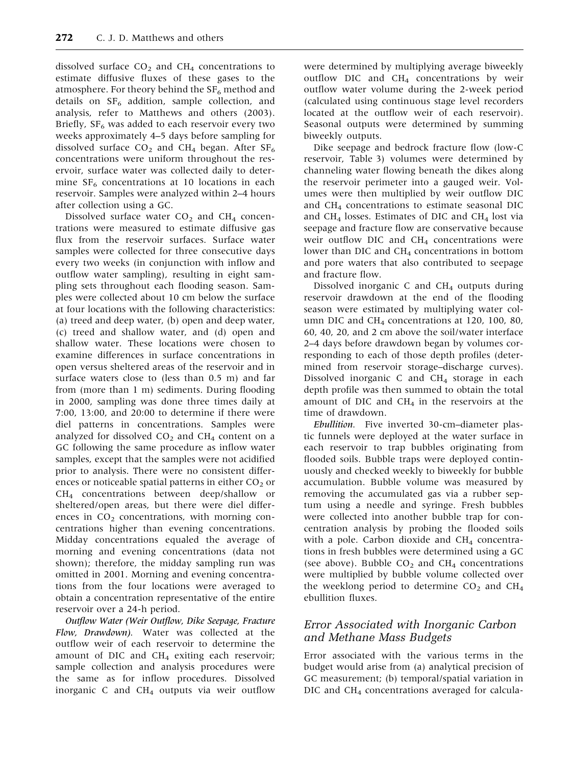dissolved surface $CO_2$ and $CH_4$ concentrations to estimate diffusive fluxes of these gases to the atmosphere. For theory behind the $SF_6$ method and details on $SF_6$ addition, sample collection, and analysis, refer to Matthews and others (2003). Briefly, $SF_6$ was added to each reservoir every two weeks approximately 4–5 days before sampling for dissolved surface $CO_2$ and $CH_4$ began. After $SF_6$ concentrations were uniform throughout the reservoir, surface water was collected daily to determine $SF_6$ concentrations at 10 locations in each reservoir. Samples were analyzed within 2–4 hours after collection using a GC.

Dissolved surface water $CO_2$ and $CH_4$ concentrations were measured to estimate diffusive gas flux from the reservoir surfaces. Surface water samples were collected for three consecutive days every two weeks (in conjunction with inflow and outflow water sampling), resulting in eight sampling sets throughout each flooding season. Samples were collected about 10 cm below the surface at four locations with the following characteristics: (a) treed and deep water, (b) open and deep water, (c) treed and shallow water, and (d) open and shallow water. These locations were chosen to examine differences in surface concentrations in open versus sheltered areas of the reservoir and in surface waters close to (less than 0.5 m) and far from (more than 1 m) sediments. During flooding in 2000, sampling was done three times daily at 7:00, 13:00, and 20:00 to determine if there were diel patterns in concentrations. Samples were analyzed for dissolved $CO_2$ and $CH_4$ content on a GC following the same procedure as inflow water samples, except that the samples were not acidified prior to analysis. There were no consistent differences or noticeable spatial patterns in either $CO_2$ or $CH_4$ concentrations between deep/shallow or sheltered/open areas, but there were diel differences in $CO_2$ concentrations, with morning concentrations higher than evening concentrations. Midday concentrations equaled the average of morning and evening concentrations (data not shown); therefore, the midday sampling run was omitted in 2001. Morning and evening concentrations from the four locations were averaged to obtain a concentration representative of the entire reservoir over a 24-h period.

*Outflow Water (Weir Outflow, Dike Seepage, Fracture Flow, Drawdown).* Water was collected at the outflow weir of each reservoir to determine the amount of DIC and $CH_4$ exiting each reservoir; sample collection and analysis procedures were the same as for inflow procedures. Dissolved inorganic C and $CH_4$ outputs via weir outflow were determined by multiplying average biweekly outflow DIC and $CH_4$ concentrations by weir outflow water volume during the 2-week period (calculated using continuous stage level recorders located at the outflow weir of each reservoir). Seasonal outputs were determined by summing biweekly outputs.

Dike seepage and bedrock fracture flow (low-C reservoir, Table 3) volumes were determined by channeling water flowing beneath the dikes along the reservoir perimeter into a gauged weir. Volumes were then multiplied by weir outflow DIC and $CH_4$ concentrations to estimate seasonal DIC and $CH_4$ losses. Estimates of DIC and $CH_4$ lost via seepage and fracture flow are conservative because weir outflow DIC and $CH_4$ concentrations were lower than DIC and $CH_4$ concentrations in bottom and pore waters that also contributed to seepage and fracture flow.

Dissolved inorganic C and $CH_4$ outputs during reservoir drawdown at the end of the flooding season were estimated by multiplying water column DIC and $CH_4$ concentrations at 120, 100, 80, 60, 40, 20, and 2 cm above the soil/water interface 2–4 days before drawdown began by volumes corresponding to each of those depth profiles (determined from reservoir storage–discharge curves). Dissolved inorganic C and $CH_4$ storage in each depth profile was then summed to obtain the total amount of DIC and $CH_4$ in the reservoirs at the time of drawdown.

*Ebullition.* Five inverted 30-cm–diameter plastic funnels were deployed at the water surface in each reservoir to trap bubbles originating from flooded soils. Bubble traps were deployed continuously and checked weekly to biweekly for bubble accumulation. Bubble volume was measured by removing the accumulated gas via a rubber septum using a needle and syringe. Fresh bubbles were collected into another bubble trap for concentration analysis by probing the flooded soils with a pole. Carbon dioxide and $CH_4$ concentrations in fresh bubbles were determined using a GC (see above). Bubble $CO_2$ and $CH_4$ concentrations were multiplied by bubble volume collected over the weeklong period to determine $CO_2$ and $CH_4$ ebullition fluxes.

## Error Associated with Inorganic Carbon and Methane Mass Budgets

Error associated with the various terms in the budget would arise from (a) analytical precision of GC measurement; (b) temporal/spatial variation in DIC and $CH_4$ concentrations averaged for calcula-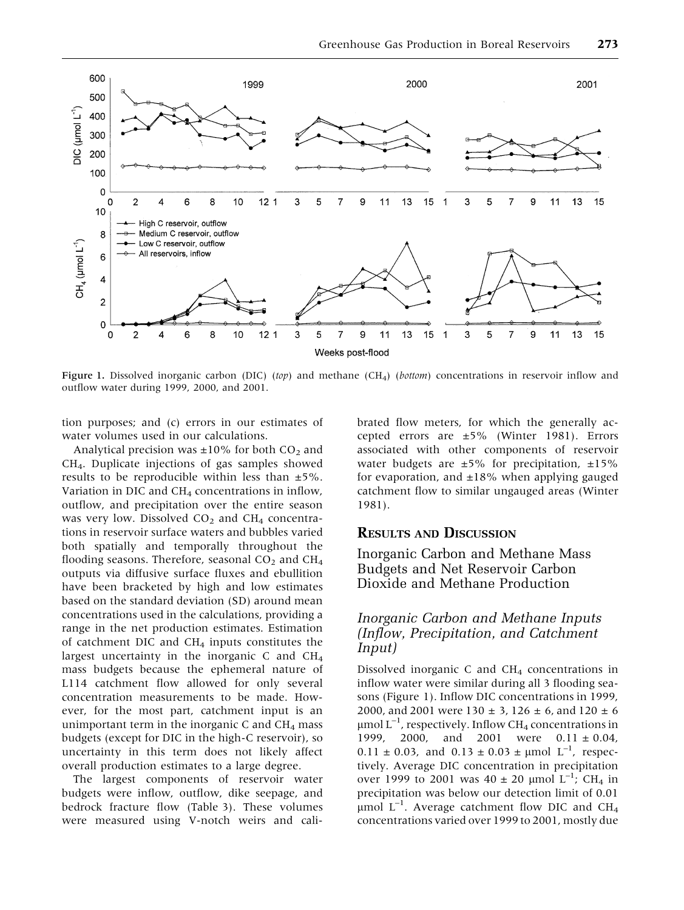Figure 1. Dissolved inorganic carbon (DIC) (*top*) and methane ($CH_4$) (*bottom*) concentrations in reservoir inflow and outflow water during 1999, 2000, and 2001.

tion purposes; and (c) errors in our estimates of water volumes used in our calculations.

Analytical precision was ±10% for both $CO_2$ and $CH_4$. Duplicate injections of gas samples showed results to be reproducible within less than ±5%. Variation in DIC and $CH_4$ concentrations in inflow, outflow, and precipitation over the entire season was very low. Dissolved $CO_2$ and $CH_4$ concentrations in reservoir surface waters and bubbles varied both spatially and temporally throughout the flooding seasons. Therefore, seasonal $CO_2$ and $CH_4$ outputs via diffusive surface fluxes and ebullition have been bracketed by high and low estimates based on the standard deviation (SD) around mean concentrations used in the calculations, providing a range in the net production estimates. Estimation of catchment DIC and $CH_4$ inputs constitutes the largest uncertainty in the inorganic C and $CH_4$ mass budgets because the ephemeral nature of L114 catchment flow allowed for only several concentration measurements to be made. However, for the most part, catchment input is an unimportant term in the inorganic C and $CH_4$ mass budgets (except for DIC in the high-C reservoir), so uncertainty in this term does not likely affect overall production estimates to a large degree.

The largest components of reservoir water budgets were inflow, outflow, dike seepage, and bedrock fracture flow (Table 3). These volumes were measured using V-notch weirs and calibrated flow meters, for which the generally accepted errors are ±5% (Winter 1981). Errors associated with other components of reservoir water budgets are ±5% for precipitation, ±15% for evaporation, and ±18% when applying gauged catchment flow to similar ungauged areas (Winter 1981).

## Results and Discussion

### Inorganic Carbon and Methane Mass Budgets and Net Reservoir Carbon Dioxide and Methane Production

#### *Inorganic Carbon and Methane Inputs (Inflow, Precipitation, and Catchment Input)*

Dissolved inorganic C and $CH_4$ concentrations in inflow water were similar during all 3 flooding seasons (Figure 1). Inflow DIC concentrations in 1999, 2000, and 2001 were 130 ± 3, 126 ± 6, and 120 ± 6 $\mu$mol $L^{-1}$, respectively. Inflow $CH_4$ concentrations in 1999, 2000, and 2001 were 0.11 ± 0.04, 0.11 ± 0.03, and 0.13 ± 0.03 ± $\mu$mol $L^{-1}$, respectively. Average DIC concentration in precipitation over 1999 to 2001 was 40 ± 20 $\mu$mol $L^{-1}$; $CH_4$ in precipitation was below our detection limit of 0.01 $\mu$mol $L^{-1}$. Average catchment flow DIC and $CH_4$ concentrations varied over 1999 to 2001, mostly due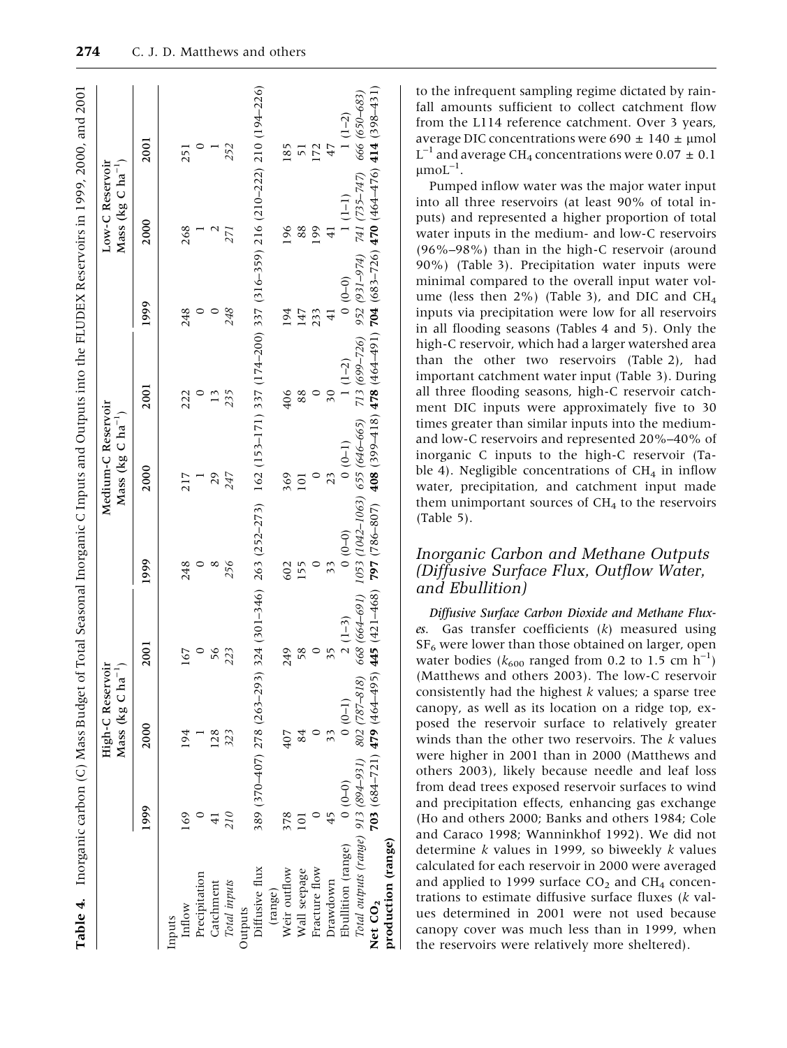**Table 4.** Inorganic carbon (C) Mass Budget of Total Seasonal Inorganic C Inputs and Outputs into the FLUDEX Reservoirs in 1999, 2000, and 2001

| | High-C Reservoir Mass (kg C $ha^{-1}$) | | | Medium-C Reservoir Mass (kg C $ha^{-1}$) | | | Low-C Reservoir Mass (kg C $ha^{-1}$) | | |
|---|---|---|---|---|---|---|---|---|---|
| | 1999 | 2000 | 2001 | 1999 | 2000 | 2001 | 1999 | 2000 | 2001 |
| Inputs | | | | | | | | | |
| Inflow | 169 | 194 | 167 | 248 | 217 | 222 | 248 | 268 | 251 |
| Precipitation | 0 | 1 | 0 | 0 | 1 | 0 | 0 | 1 | 0 |
| Catchment | 41 | 128 | 56 | 8 | 29 | 13 | 0 | 2 | 1 |
| *Total inputs* | *210* | *323* | *223* | *256* | *247* | *235* | *248* | *271* | *252* |
| Outputs | | | | | | | | | |
| Diffusive flux (range) | 389 (370–407) | 278 (263–293) | 324 (301–346) | 263 (252–273) | 162 (153–171) | 337 (174–200) | 337 (316–359) | 216 (210–222) | 210 (194–226) |
| Weir outflow | 378 | 407 | 249 | 602 | 369 | 406 | 194 | 196 | 185 |
| Wall seepage | 101 | 84 | 58 | 155 | 101 | 88 | 147 | 88 | 51 |
| Fracture flow | 0 | 0 | 0 | 0 | 0 | 0 | 233 | 199 | 172 |
| Drawdown | 45 | 33 | 35 | 33 | 23 | 30 | 41 | 41 | 47 |
| Ebullition (range) | 0 (0–0) | 0 (0–1) | 2 (1–3) | 0 (0–0) | 0 (0–1) | 1 (1–2) | 0 (0–0) | 1 (1–1) | 1 (1–2) |
| *Total outputs (range)* | *913 (894–931)* | *802 (787–818)* | *668 (664–691)* | *1053 (1042–1063)* | *655 (646–665)* | *713 (699–726)* | *952 (931–974)* | *741 (735–747)* | *666 (650–683)* |
| **Net $CO_2$ production (range)** | **703** (684–721) | **479** (464–495) | **445** (421–468) | **797** (786–807) | **408** (399–418) | **478** (464–491) | **704** (683–726) | **470** (464–476) | **414** (398–431) |

to the infrequent sampling regime dictated by rainfall amounts sufficient to collect catchment flow from the L114 reference catchment. Over 3 years, average DIC concentrations were 690 ± 140 ± μmol $L^{-1}$ and average $CH_4$ concentrations were 0.07 ± 0.1 μmol$L^{-1}$.

Pumped inflow water was the major water input into all three reservoirs (at least 90% of total inputs) and represented a higher proportion of total water inputs in the medium- and low-C reservoirs (96%–98%) than in the high-C reservoir (around 90%) (Table 3). Precipitation water inputs were minimal compared to the overall input water volume (less then 2%) (Table 3), and DIC and $CH_4$ inputs via precipitation were low for all reservoirs in all flooding seasons (Tables 4 and 5). Only the high-C reservoir, which had a larger watershed area than the other two reservoirs (Table 2), had important catchment water input (Table 3). During all three flooding seasons, high-C reservoir catchment DIC inputs were approximately five to 30 times greater than similar inputs into the medium- and low-C reservoirs and represented 20%–40% of inorganic C inputs to the high-C reservoir (Table 4). Negligible concentrations of $CH_4$ in inflow water, precipitation, and catchment input made them unimportant sources of $CH_4$ to the reservoirs (Table 5).

## *Inorganic Carbon and Methane Outputs (Diffusive Surface Flux, Outflow Water, and Ebullition)*

***Diffusive Surface Carbon Dioxide and Methane Fluxes.*** Gas transfer coefficients ($k$) measured using $SF_6$ were lower than those obtained on larger, open water bodies ($k_{600}$ ranged from 0.2 to 1.5 cm $h^{-1}$) (Matthews and others 2003). The low-C reservoir consistently had the highest $k$ values; a sparse tree canopy, as well as its location on a ridge top, exposed the reservoir surface to relatively greater winds than the other two reservoirs. The $k$ values were higher in 2001 than in 2000 (Matthews and others 2003), likely because needle and leaf loss from dead trees exposed reservoir surfaces to wind and precipitation effects, enhancing gas exchange (Ho and others 2000; Banks and others 1984; Cole and Caraco 1998; Wanninkhof 1992). We did not determine $k$ values in 1999, so biweekly $k$ values calculated for each reservoir in 2000 were averaged and applied to 1999 surface $CO_2$ and $CH_4$ concentrations to estimate diffusive surface fluxes ($k$ values determined in 2001 were not used because canopy cover was much less than in 1999, when the reservoirs were relatively more sheltered).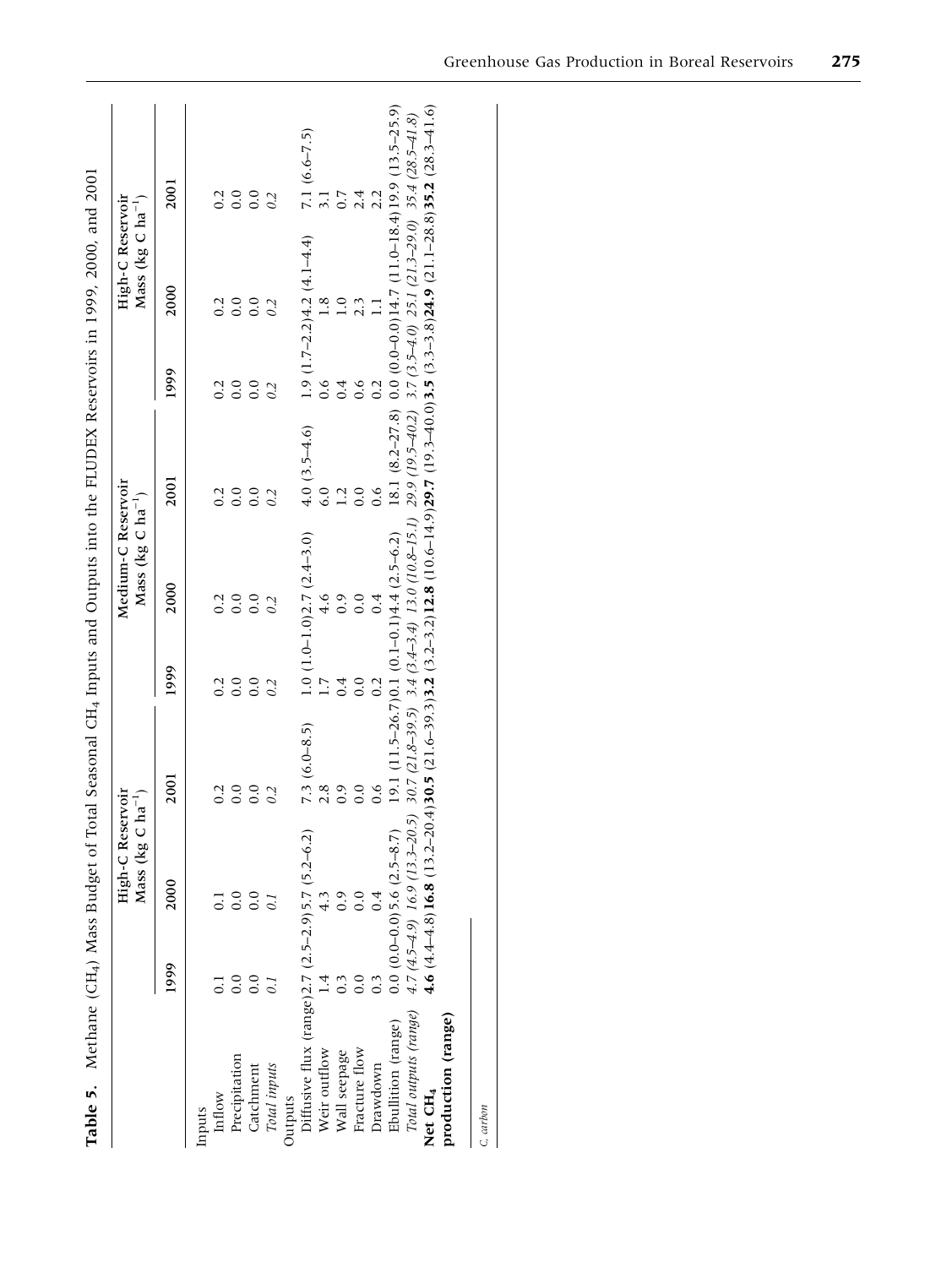**Table 5.** Methane ($CH_4$) Mass Budget of Total Seasonal $CH_4$ Inputs and Outputs into the FLUDEX Reservoirs in 1999, 2000, and 2001

| | High-C Reservoir Mass (kg C $ha^{-1}$) | | | Medium-C Reservoir Mass (kg C $ha^{-1}$) | | | High-C Reservoir Mass (kg C $ha^{-1}$) | | |
|---|---|---|---|---|---|---|---|---|---|
| | 1999 | 2000 | 2001 | 1999 | 2000 | 2001 | 1999 | 2000 | 2001 |
| Inputs | | | | | | | | | |
| Inflow | 0.1 | 0.1 | 0.2 | 0.2 | 0.2 | 0.2 | 0.2 | 0.2 | 0.2 |
| Precipitation | 0.0 | 0.0 | 0.0 | 0.0 | 0.0 | 0.0 | 0.0 | 0.0 | 0.0 |
| Catchment | 0.0 | 0.0 | 0.0 | 0.0 | 0.0 | 0.0 | 0.0 | 0.0 | 0.0 |
| *Total inputs* | *0.1* | *0.1* | *0.2* | *0.2* | *0.2* | *0.2* | *0.2* | *0.2* | *0.2* |
| Outputs | | | | | | | | | |
| Diffusive flux (range) | 2.7 (2.5–2.9) | 5.7 (5.2–6.2) | 7.3 (6.0–8.5) | 1.0 (1.0–1.0) | 2.7 (2.4–3.0) | 4.0 (3.5–4.6) | 1.9 (1.7–2.2) | 4.2 (4.1–4.4) | 7.1 (6.6–7.5) |
| Weir outflow | 1.4 | 4.3 | 2.8 | 1.7 | 4.6 | 6.0 | 0.6 | 1.8 | 3.1 |
| Wall seepage | 0.3 | 0.9 | 0.9 | 0.4 | 0.9 | 1.2 | 0.4 | 1.0 | 0.7 |
| Fracture flow | 0.0 | 0.0 | 0.0 | 0.0 | 0.0 | 0.0 | 0.6 | 2.3 | 2.4 |
| Drawdown | 0.3 | 0.4 | 0.6 | 0.2 | 0.4 | 0.6 | 0.2 | 1.1 | 2.2 |
| Ebullition (range) | 0.0 (0.0–0.0) | 5.6 (2.5–8.7) | 19.1 (11.5–26.7) | 0.1 (0.1–0.1) | 4.4 (2.5–6.2) | 18.1 (8.2–27.8) | 0.0 (0.0–0.0) | 14.7 (11.0–18.4) | 19.9 (13.5–25.9) |
| *Total outputs (range)* | *4.7 (4.5–4.9)* | *16.9 (13.3–20.5)* | *30.7 (21.8–39.5)* | *3.4 (3.4–3.4)* | *13.0 (10.8–15.1)* | *29.9 (19.5–40.2)* | *3.7 (3.5–4.0)* | *25.1 (21.3–29.0)* | *35.4 (28.5–41.8)* |
| **Net $CH_4$ production (range)** | **4.6** (4.4–4.8) | **16.8** (13.2–20.4) | **30.5** (21.6–39.3) | **3.2** (3.2–3.2) | **12.8** (10.6–14.9) | **29.7** (19.3–40.0) | **3.5** (3.3–3.8) | **24.9** (21.1–28.8) | **35.2** (28.3–41.6) |

*C, carbon*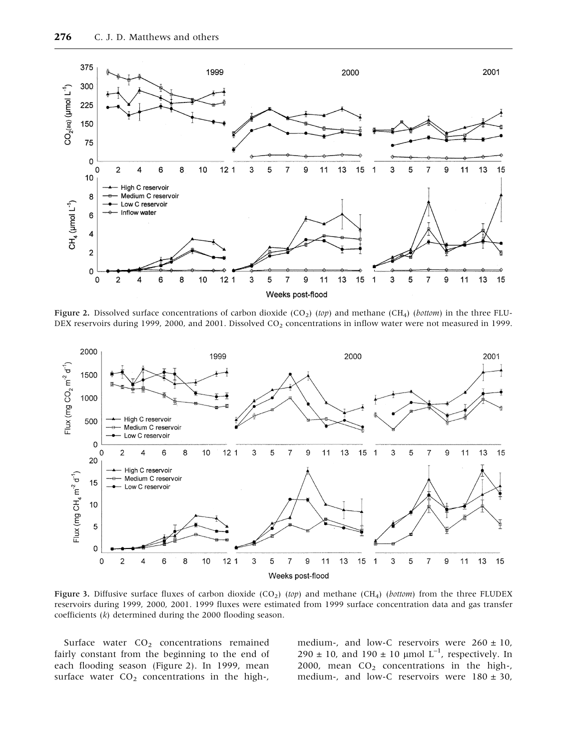Figure 2. Dissolved surface concentrations of carbon dioxide ($CO_2$) (*top*) and methane ($CH_4$) (*bottom*) in the three FLUDEX reservoirs during 1999, 2000, and 2001. Dissolved $CO_2$ concentrations in inflow water were not measured in 1999.

Figure 3. Diffusive surface fluxes of carbon dioxide ($CO_2$) (*top*) and methane ($CH_4$) (*bottom*) from the three FLUDEX reservoirs during 1999, 2000, 2001. 1999 fluxes were estimated from 1999 surface concentration data and gas transfer coefficients ($k$) determined during the 2000 flooding season.

Surface water $CO_2$ concentrations remained fairly constant from the beginning to the end of each flooding season (Figure 2). In 1999, mean surface water $CO_2$ concentrations in the high-, medium-, and low-C reservoirs were $260 \pm 10$, $290 \pm 10$, and $190 \pm 10$ µmol $L^{-1}$, respectively. In 2000, mean $CO_2$ concentrations in the high-, medium-, and low-C reservoirs were $180 \pm 30$,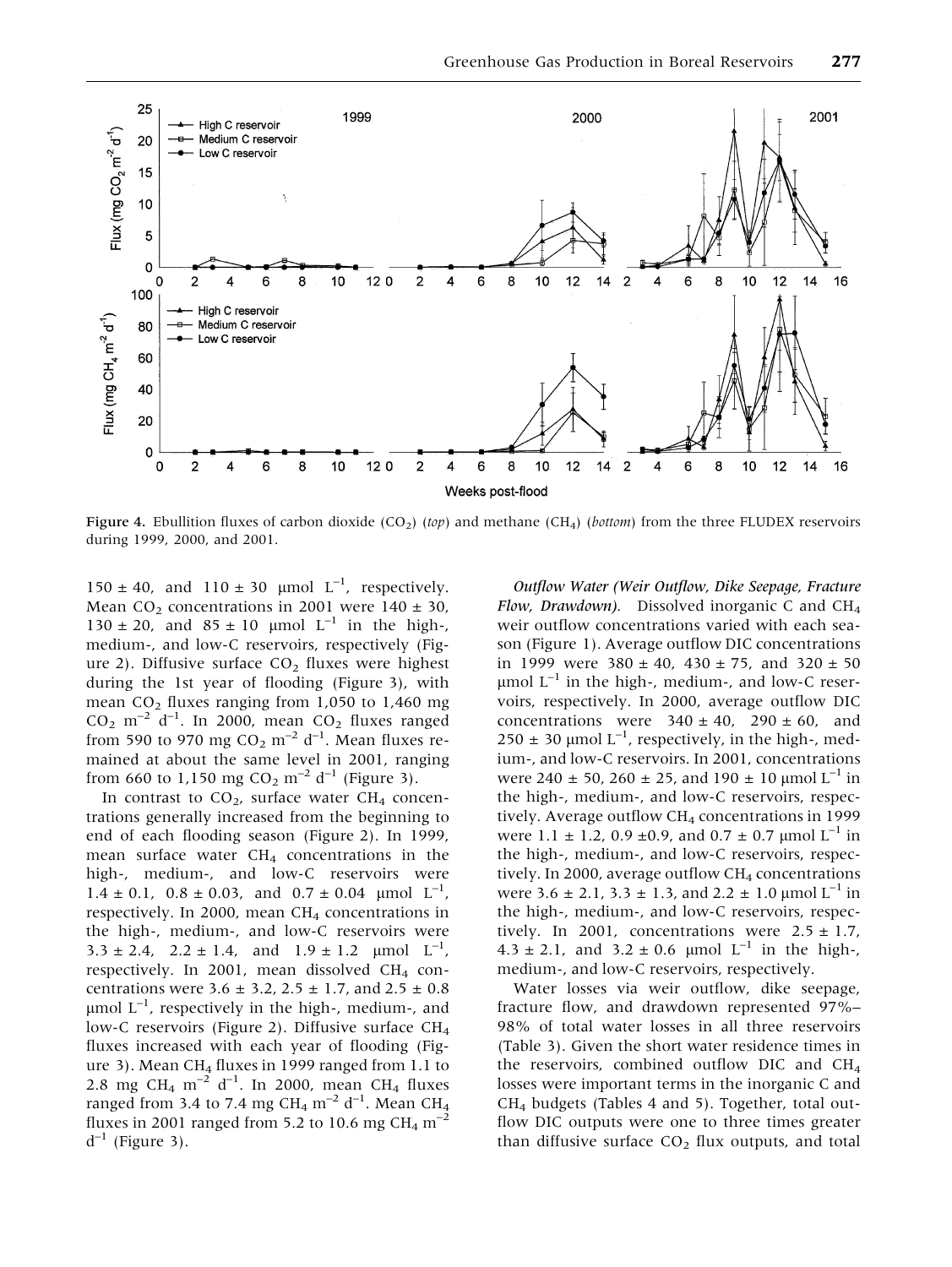Figure 4. Ebullition fluxes of carbon dioxide ($CO_2$) (*top*) and methane ($CH_4$) (*bottom*) from the three FLUDEX reservoirs during 1999, 2000, and 2001.

150 ± 40, and 110 ± 30 μmol $L^{-1}$, respectively. Mean $CO_2$ concentrations in 2001 were 140 ± 30, 130 ± 20, and 85 ± 10 μmol $L^{-1}$ in the high-, medium-, and low-C reservoirs, respectively (Figure 2). Diffusive surface $CO_2$ fluxes were highest during the 1st year of flooding (Figure 3), with mean $CO_2$ fluxes ranging from 1,050 to 1,460 mg $CO_2$ $m^{-2}$ $d^{-1}$. In 2000, mean $CO_2$ fluxes ranged from 590 to 970 mg $CO_2$ $m^{-2}$ $d^{-1}$. Mean fluxes remained at about the same level in 2001, ranging from 660 to 1,150 mg $CO_2$ $m^{-2}$ $d^{-1}$ (Figure 3).

In contrast to $CO_2$, surface water $CH_4$ concentrations generally increased from the beginning to end of each flooding season (Figure 2). In 1999, mean surface water $CH_4$ concentrations in the high-, medium-, and low-C reservoirs were 1.4 ± 0.1, 0.8 ± 0.03, and 0.7 ± 0.04 μmol $L^{-1}$, respectively. In 2000, mean $CH_4$ concentrations in the high-, medium-, and low-C reservoirs were 3.3 ± 2.4, 2.2 ± 1.4, and 1.9 ± 1.2 μmol $L^{-1}$, respectively. In 2001, mean dissolved $CH_4$ concentrations were 3.6 ± 3.2, 2.5 ± 1.7, and 2.5 ± 0.8 μmol $L^{-1}$, respectively in the high-, medium-, and low-C reservoirs (Figure 2). Diffusive surface $CH_4$ fluxes increased with each year of flooding (Figure 3). Mean $CH_4$ fluxes in 1999 ranged from 1.1 to 2.8 mg $CH_4$ $m^{-2}$ $d^{-1}$. In 2000, mean $CH_4$ fluxes ranged from 3.4 to 7.4 mg $CH_4$ $m^{-2}$ $d^{-1}$. Mean $CH_4$ fluxes in 2001 ranged from 5.2 to 10.6 mg $CH_4$ $m^{-2}$ $d^{-1}$ (Figure 3).

*Outflow Water (Weir Outflow, Dike Seepage, Fracture Flow, Drawdown).* Dissolved inorganic C and $CH_4$ weir outflow concentrations varied with each season (Figure 1). Average outflow DIC concentrations in 1999 were 380 ± 40, 430 ± 75, and 320 ± 50 μmol $L^{-1}$ in the high-, medium-, and low-C reservoirs, respectively. In 2000, average outflow DIC concentrations were 340 ± 40, 290 ± 60, and 250 ± 30 μmol $L^{-1}$, respectively, in the high-, medium-, and low-C reservoirs. In 2001, concentrations were 240 ± 50, 260 ± 25, and 190 ± 10 μmol $L^{-1}$ in the high-, medium-, and low-C reservoirs, respectively. Average outflow $CH_4$ concentrations in 1999 were 1.1 ± 1.2, 0.9 ±0.9, and 0.7 ± 0.7 μmol $L^{-1}$ in the high-, medium-, and low-C reservoirs, respectively. In 2000, average outflow $CH_4$ concentrations were 3.6 ± 2.1, 3.3 ± 1.3, and 2.2 ± 1.0 μmol $L^{-1}$ in the high-, medium-, and low-C reservoirs, respectively. In 2001, concentrations were 2.5 ± 1.7, 4.3 ± 2.1, and 3.2 ± 0.6 μmol $L^{-1}$ in the high-, medium-, and low-C reservoirs, respectively.

Water losses via weir outflow, dike seepage, fracture flow, and drawdown represented 97%–98% of total water losses in all three reservoirs (Table 3). Given the short water residence times in the reservoirs, combined outflow DIC and $CH_4$ losses were important terms in the inorganic C and $CH_4$ budgets (Tables 4 and 5). Together, total outflow DIC outputs were one to three times greater than diffusive surface $CO_2$ flux outputs, and total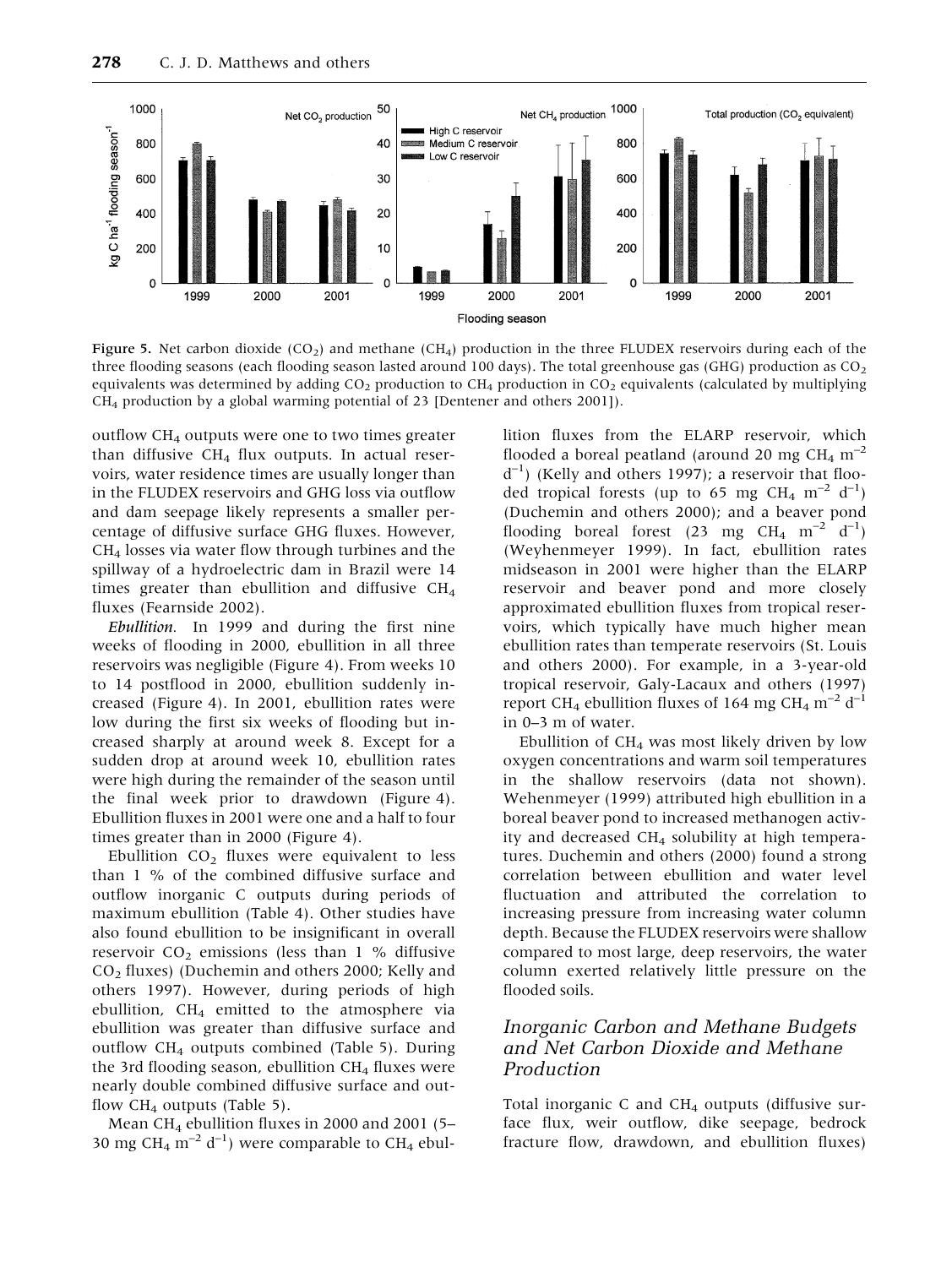Figure 5. Net carbon dioxide ($CO_2$) and methane ($CH_4$) production in the three FLUDEX reservoirs during each of the three flooding seasons (each flooding season lasted around 100 days). The total greenhouse gas (GHG) production as $CO_2$ equivalents was determined by adding $CO_2$ production to $CH_4$ production in $CO_2$ equivalents (calculated by multiplying $CH_4$ production by a global warming potential of 23 [Dentener and others 2001]).

outflow $CH_4$ outputs were one to two times greater than diffusive $CH_4$ flux outputs. In actual reservoirs, water residence times are usually longer than in the FLUDEX reservoirs and GHG loss via outflow and dam seepage likely represents a smaller percentage of diffusive surface GHG fluxes. However, $CH_4$ losses via water flow through turbines and the spillway of a hydroelectric dam in Brazil were 14 times greater than ebullition and diffusive $CH_4$ fluxes (Fearnside 2002).

*Ebullition.* In 1999 and during the first nine weeks of flooding in 2000, ebullition in all three reservoirs was negligible (Figure 4). From weeks 10 to 14 postflood in 2000, ebullition suddenly increased (Figure 4). In 2001, ebullition rates were low during the first six weeks of flooding but increased sharply at around week 8. Except for a sudden drop at around week 10, ebullition rates were high during the remainder of the season until the final week prior to drawdown (Figure 4). Ebullition fluxes in 2001 were one and a half to four times greater than in 2000 (Figure 4).

Ebullition $CO_2$ fluxes were equivalent to less than 1 % of the combined diffusive surface and outflow inorganic C outputs during periods of maximum ebullition (Table 4). Other studies have also found ebullition to be insignificant in overall reservoir $CO_2$ emissions (less than 1 % diffusive $CO_2$ fluxes) (Duchemin and others 2000; Kelly and others 1997). However, during periods of high ebullition, $CH_4$ emitted to the atmosphere via ebullition was greater than diffusive surface and outflow $CH_4$ outputs combined (Table 5). During the 3rd flooding season, ebullition $CH_4$ fluxes were nearly double combined diffusive surface and outflow $CH_4$ outputs (Table 5).

Mean $CH_4$ ebullition fluxes in 2000 and 2001 (5–30 mg $CH_4$ $m^{-2}$ $d^{-1}$) were comparable to $CH_4$ ebullition fluxes from the ELARP reservoir, which flooded a boreal peatland (around 20 mg $CH_4$ $m^{-2}$ $d^{-1}$) (Kelly and others 1997); a reservoir that flooded tropical forests (up to 65 mg $CH_4$ $m^{-2}$ $d^{-1}$) (Duchemin and others 2000); and a beaver pond flooding boreal forest (23 mg $CH_4$ $m^{-2}$ $d^{-1}$) (Weyhenmeyer 1999). In fact, ebullition rates midseason in 2001 were higher than the ELARP reservoir and beaver pond and more closely approximated ebullition fluxes from tropical reservoirs, which typically have much higher mean ebullition rates than temperate reservoirs (St. Louis and others 2000). For example, in a 3-year-old tropical reservoir, Galy-Lacaux and others (1997) report $CH_4$ ebullition fluxes of 164 mg $CH_4$ $m^{-2}$ $d^{-1}$ in 0–3 m of water.

Ebullition of $CH_4$ was most likely driven by low oxygen concentrations and warm soil temperatures in the shallow reservoirs (data not shown). Wehenmeyer (1999) attributed high ebullition in a boreal beaver pond to increased methanogen activity and decreased $CH_4$ solubility at high temperatures. Duchemin and others (2000) found a strong correlation between ebullition and water level fluctuation and attributed the correlation to increasing pressure from increasing water column depth. Because the FLUDEX reservoirs were shallow compared to most large, deep reservoirs, the water column exerted relatively little pressure on the flooded soils.

## *Inorganic Carbon and Methane Budgets and Net Carbon Dioxide and Methane Production*

Total inorganic C and $CH_4$ outputs (diffusive surface flux, weir outflow, dike seepage, bedrock fracture flow, drawdown, and ebullition fluxes)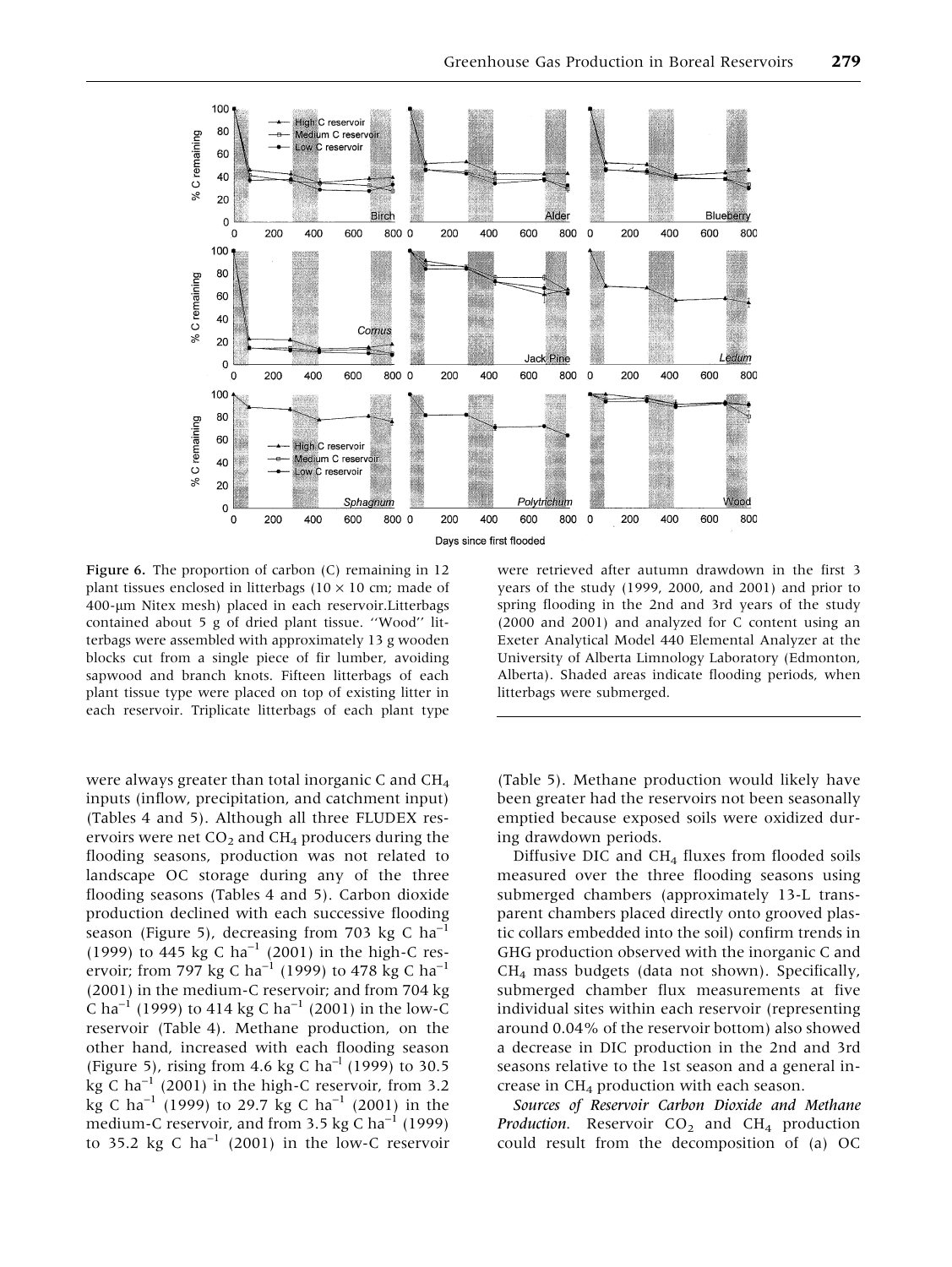Figure 6. The proportion of carbon (C) remaining in 12 plant tissues enclosed in litterbags (10 × 10 cm; made of 400-μm Nitex mesh) placed in each reservoir. Litterbags contained about 5 g of dried plant tissue. "Wood" litterbags were assembled with approximately 13 g wooden blocks cut from a single piece of fir lumber, avoiding sapwood and branch knots. Fifteen litterbags of each plant tissue type were placed on top of existing litter in each reservoir. Triplicate litterbags of each plant type were retrieved after autumn drawdown in the first 3 years of the study (1999, 2000, and 2001) and prior to spring flooding in the 2nd and 3rd years of the study (2000 and 2001) and analyzed for C content using an Exeter Analytical Model 440 Elemental Analyzer at the University of Alberta Limnology Laboratory (Edmonton, Alberta). Shaded areas indicate flooding periods, when litterbags were submerged.

were always greater than total inorganic C and $CH_4$ inputs (inflow, precipitation, and catchment input) (Tables 4 and 5). Although all three FLUDEX reservoirs were net $CO_2$ and $CH_4$ producers during the flooding seasons, production was not related to landscape OC storage during any of the three flooding seasons (Tables 4 and 5). Carbon dioxide production declined with each successive flooding season (Figure 5), decreasing from 703 kg C $ha^{-1}$ (1999) to 445 kg C $ha^{-1}$ (2001) in the high-C reservoir; from 797 kg C $ha^{-1}$ (1999) to 478 kg C $ha^{-1}$ (2001) in the medium-C reservoir; and from 704 kg C $ha^{-1}$ (1999) to 414 kg C $ha^{-1}$ (2001) in the low-C reservoir (Table 4). Methane production, on the other hand, increased with each flooding season (Figure 5), rising from 4.6 kg C $ha^{-1}$ (1999) to 30.5 kg C $ha^{-1}$ (2001) in the high-C reservoir, from 3.2 kg C $ha^{-1}$ (1999) to 29.7 kg C $ha^{-1}$ (2001) in the medium-C reservoir, and from 3.5 kg C $ha^{-1}$ (1999) to 35.2 kg C $ha^{-1}$ (2001) in the low-C reservoir (Table 5). Methane production would likely have been greater had the reservoirs not been seasonally emptied because exposed soils were oxidized during drawdown periods.

Diffusive DIC and $CH_4$ fluxes from flooded soils measured over the three flooding seasons using submerged chambers (approximately 13-L transparent chambers placed directly onto grooved plastic collars embedded into the soil) confirm trends in GHG production observed with the inorganic C and $CH_4$ mass budgets (data not shown). Specifically, submerged chamber flux measurements at five individual sites within each reservoir (representing around 0.04% of the reservoir bottom) also showed a decrease in DIC production in the 2nd and 3rd seasons relative to the 1st season and a general increase in $CH_4$ production with each season.

*Sources of Reservoir Carbon Dioxide and Methane Production.* Reservoir $CO_2$ and $CH_4$ production could result from the decomposition of (a) OC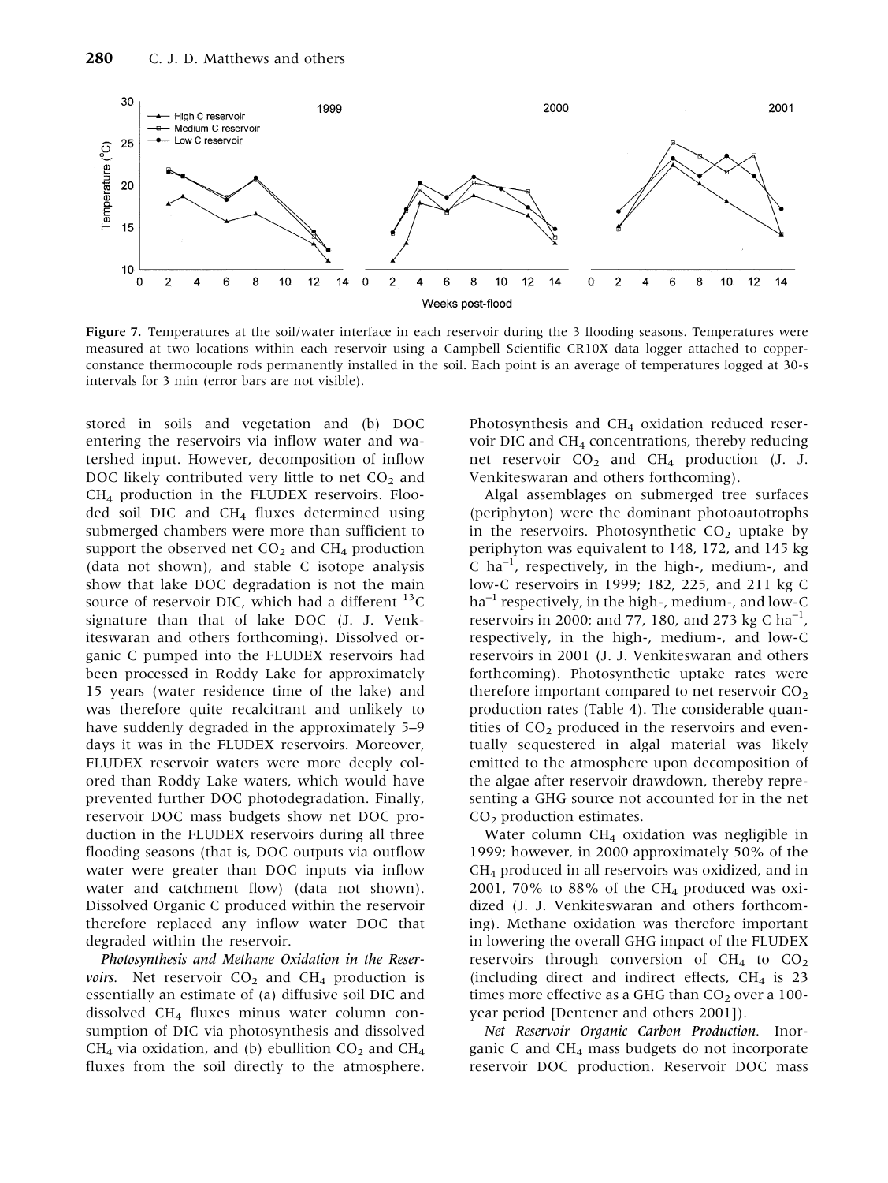Figure 7. Temperatures at the soil/water interface in each reservoir during the 3 flooding seasons. Temperatures were measured at two locations within each reservoir using a Campbell Scientific CR10X data logger attached to copper-constance thermocouple rods permanently installed in the soil. Each point is an average of temperatures logged at 30-s intervals for 3 min (error bars are not visible).

stored in soils and vegetation and (b) DOC entering the reservoirs via inflow water and watershed input. However, decomposition of inflow DOC likely contributed very little to net $CO_2$ and $CH_4$ production in the FLUDEX reservoirs. Flooded soil DIC and $CH_4$ fluxes determined using submerged chambers were more than sufficient to support the observed net $CO_2$ and $CH_4$ production (data not shown), and stable C isotope analysis show that lake DOC degradation is not the main source of reservoir DIC, which had a different $^{13}C$ signature than that of lake DOC (J. J. Venkiteswaran and others forthcoming). Dissolved organic C pumped into the FLUDEX reservoirs had been processed in Roddy Lake for approximately 15 years (water residence time of the lake) and was therefore quite recalcitrant and unlikely to have suddenly degraded in the approximately 5–9 days it was in the FLUDEX reservoirs. Moreover, FLUDEX reservoir waters were more deeply colored than Roddy Lake waters, which would have prevented further DOC photodegradation. Finally, reservoir DOC mass budgets show net DOC production in the FLUDEX reservoirs during all three flooding seasons (that is, DOC outputs via outflow water were greater than DOC inputs via inflow water and catchment flow) (data not shown). Dissolved Organic C produced within the reservoir therefore replaced any inflow water DOC that degraded within the reservoir.

*Photosynthesis and Methane Oxidation in the Reservoirs.* Net reservoir $CO_2$ and $CH_4$ production is essentially an estimate of (a) diffusive soil DIC and dissolved $CH_4$ fluxes minus water column consumption of DIC via photosynthesis and dissolved $CH_4$ via oxidation, and (b) ebullition $CO_2$ and $CH_4$ fluxes from the soil directly to the atmosphere. Photosynthesis and $CH_4$ oxidation reduced reservoir DIC and $CH_4$ concentrations, thereby reducing net reservoir $CO_2$ and $CH_4$ production (J. J. Venkiteswaran and others forthcoming).

Algal assemblages on submerged tree surfaces (periphyton) were the dominant photoautotrophs in the reservoirs. Photosynthetic $CO_2$ uptake by periphyton was equivalent to 148, 172, and 145 kg C ha$^{-1}$, respectively, in the high-, medium-, and low-C reservoirs in 1999; 182, 225, and 211 kg C ha$^{-1}$ respectively, in the high-, medium-, and low-C reservoirs in 2000; and 77, 180, and 273 kg C ha$^{-1}$, respectively, in the high-, medium-, and low-C reservoirs in 2001 (J. J. Venkiteswaran and others forthcoming). Photosynthetic uptake rates were therefore important compared to net reservoir $CO_2$ production rates (Table 4). The considerable quantities of $CO_2$ produced in the reservoirs and eventually sequestered in algal material was likely emitted to the atmosphere upon decomposition of the algae after reservoir drawdown, thereby representing a GHG source not accounted for in the net $CO_2$ production estimates.

Water column $CH_4$ oxidation was negligible in 1999; however, in 2000 approximately 50% of the $CH_4$ produced in all reservoirs was oxidized, and in 2001, 70% to 88% of the $CH_4$ produced was oxidized (J. J. Venkiteswaran and others forthcoming). Methane oxidation was therefore important in lowering the overall GHG impact of the FLUDEX reservoirs through conversion of $CH_4$ to $CO_2$ (including direct and indirect effects, $CH_4$ is 23 times more effective as a GHG than $CO_2$ over a 100-year period [Dentener and others 2001]).

*Net Reservoir Organic Carbon Production.* Inorganic C and $CH_4$ mass budgets do not incorporate reservoir DOC production. Reservoir DOC mass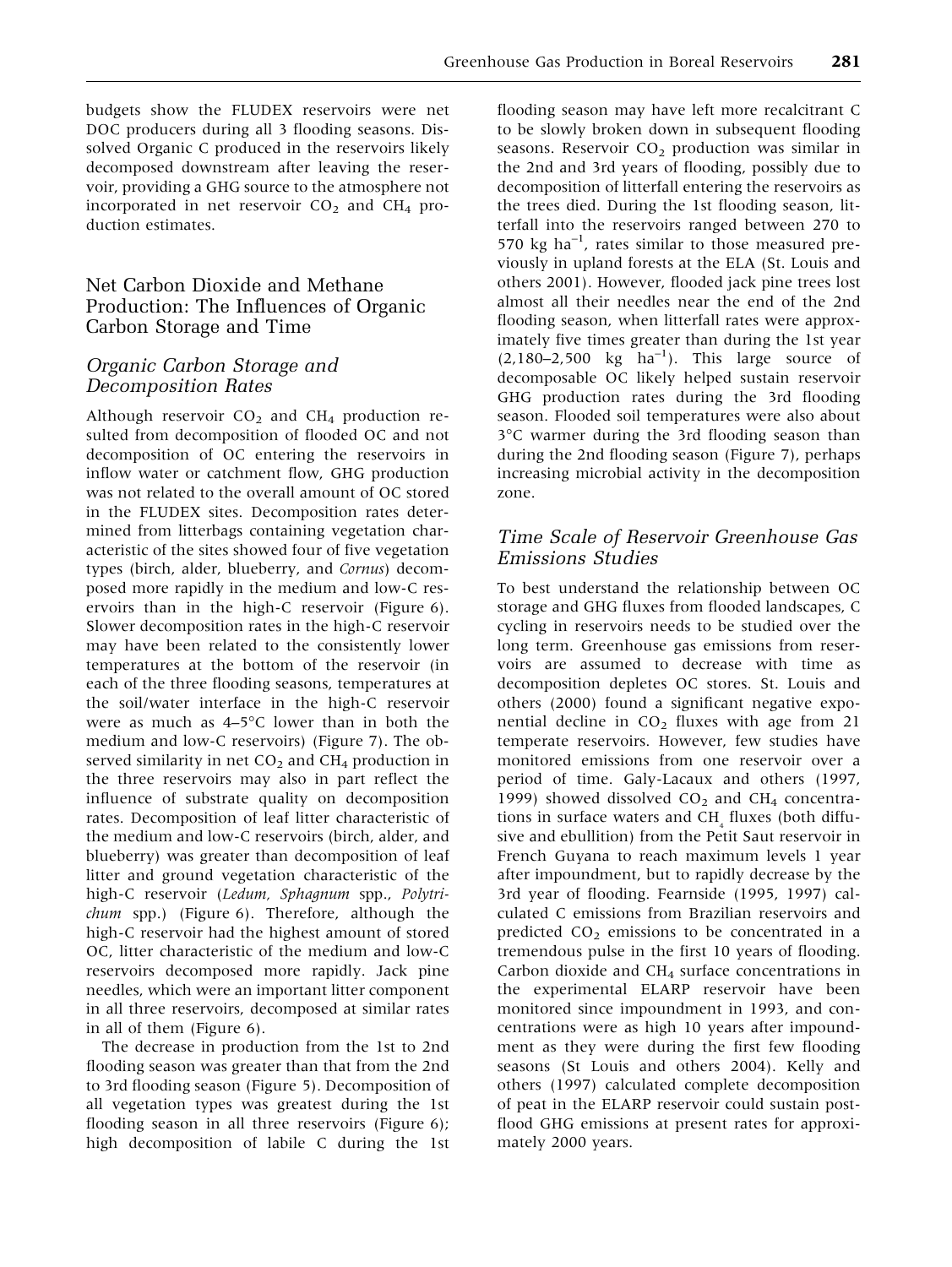budgets show the FLUDEX reservoirs were net DOC producers during all 3 flooding seasons. Dissolved Organic C produced in the reservoirs likely decomposed downstream after leaving the reservoir, providing a GHG source to the atmosphere not incorporated in net reservoir $CO_2$ and $CH_4$ production estimates.

## Net Carbon Dioxide and Methane Production: The Influences of Organic Carbon Storage and Time

### *Organic Carbon Storage and Decomposition Rates*

Although reservoir $CO_2$ and $CH_4$ production resulted from decomposition of flooded OC and not decomposition of OC entering the reservoirs in inflow water or catchment flow, GHG production was not related to the overall amount of OC stored in the FLUDEX sites. Decomposition rates determined from litterbags containing vegetation characteristic of the sites showed four of five vegetation types (birch, alder, blueberry, and *Cornus*) decomposed more rapidly in the medium and low-C reservoirs than in the high-C reservoir (Figure 6). Slower decomposition rates in the high-C reservoir may have been related to the consistently lower temperatures at the bottom of the reservoir (in each of the three flooding seasons, temperatures at the soil/water interface in the high-C reservoir were as much as 4–5°C lower than in both the medium and low-C reservoirs) (Figure 7). The observed similarity in net $CO_2$ and $CH_4$ production in the three reservoirs may also in part reflect the influence of substrate quality on decomposition rates. Decomposition of leaf litter characteristic of the medium and low-C reservoirs (birch, alder, and blueberry) was greater than decomposition of leaf litter and ground vegetation characteristic of the high-C reservoir (*Ledum, Sphagnum* spp., *Polytrichum* spp.) (Figure 6). Therefore, although the high-C reservoir had the highest amount of stored OC, litter characteristic of the medium and low-C reservoirs decomposed more rapidly. Jack pine needles, which were an important litter component in all three reservoirs, decomposed at similar rates in all of them (Figure 6).

The decrease in production from the 1st to 2nd flooding season was greater than that from the 2nd to 3rd flooding season (Figure 5). Decomposition of all vegetation types was greatest during the 1st flooding season in all three reservoirs (Figure 6); high decomposition of labile C during the 1st flooding season may have left more recalcitrant C to be slowly broken down in subsequent flooding seasons. Reservoir $CO_2$ production was similar in the 2nd and 3rd years of flooding, possibly due to decomposition of litterfall entering the reservoirs as the trees died. During the 1st flooding season, litterfall into the reservoirs ranged between 270 to 570 kg $ha^{-1}$, rates similar to those measured previously in upland forests at the ELA (St. Louis and others 2001). However, flooded jack pine trees lost almost all their needles near the end of the 2nd flooding season, when litterfall rates were approximately five times greater than during the 1st year (2,180–2,500 kg $ha^{-1}$). This large source of decomposable OC likely helped sustain reservoir GHG production rates during the 3rd flooding season. Flooded soil temperatures were also about 3°C warmer during the 3rd flooding season than during the 2nd flooding season (Figure 7), perhaps increasing microbial activity in the decomposition zone.

### *Time Scale of Reservoir Greenhouse Gas Emissions Studies*

To best understand the relationship between OC storage and GHG fluxes from flooded landscapes, C cycling in reservoirs needs to be studied over the long term. Greenhouse gas emissions from reservoirs are assumed to decrease with time as decomposition depletes OC stores. St. Louis and others (2000) found a significant negative exponential decline in $CO_2$ fluxes with age from 21 temperate reservoirs. However, few studies have monitored emissions from one reservoir over a period of time. Galy-Lacaux and others (1997, 1999) showed dissolved $CO_2$ and $CH_4$ concentrations in surface waters and $CH_4$ fluxes (both diffusive and ebullition) from the Petit Saut reservoir in French Guyana to reach maximum levels 1 year after impoundment, but to rapidly decrease by the 3rd year of flooding. Fearnside (1995, 1997) calculated C emissions from Brazilian reservoirs and predicted $CO_2$ emissions to be concentrated in a tremendous pulse in the first 10 years of flooding. Carbon dioxide and $CH_4$ surface concentrations in the experimental ELARP reservoir have been monitored since impoundment in 1993, and concentrations were as high 10 years after impoundment as they were during the first few flooding seasons (St Louis and others 2004). Kelly and others (1997) calculated complete decomposition of peat in the ELARP reservoir could sustain post-flood GHG emissions at present rates for approximately 2000 years.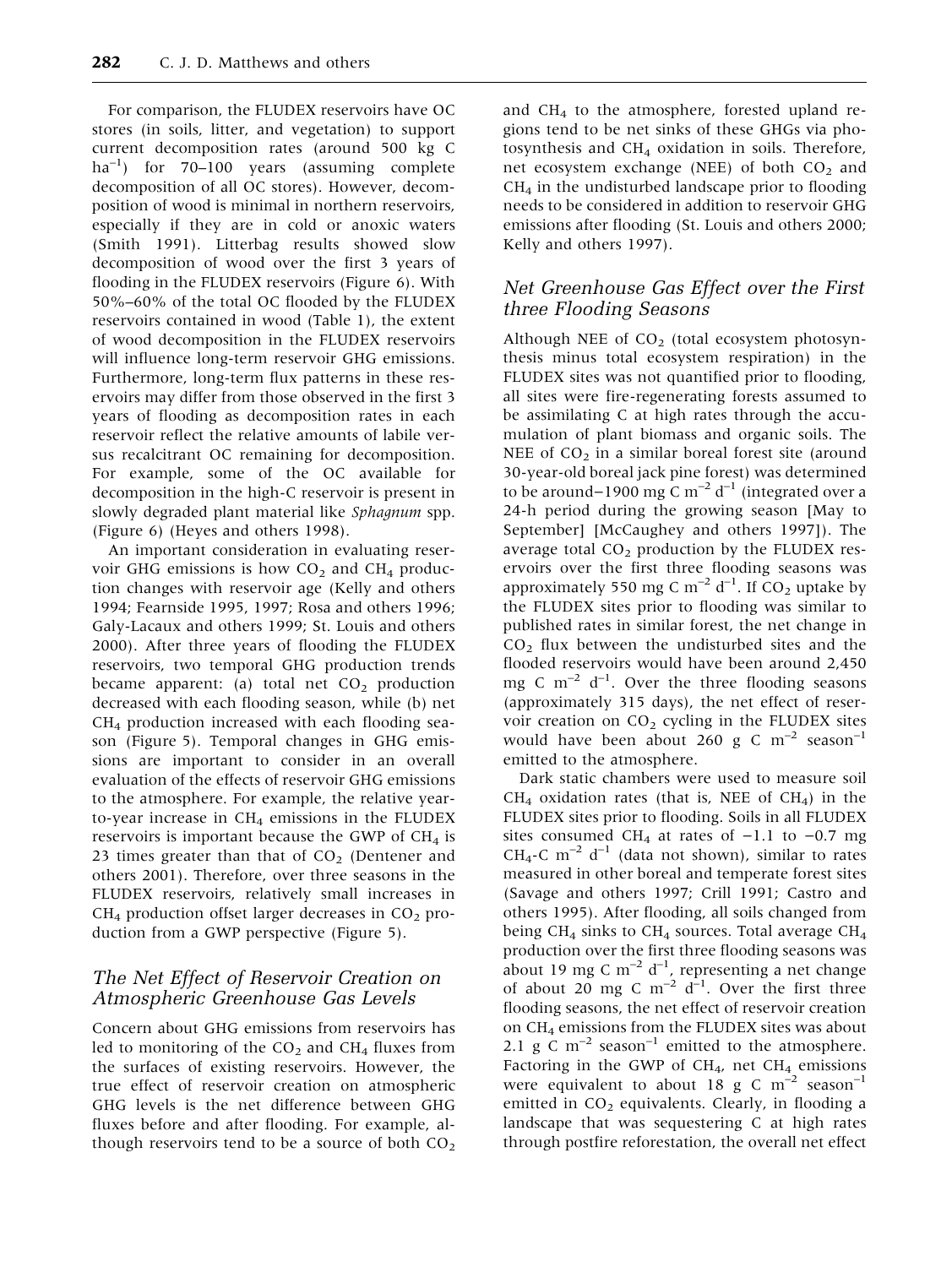For comparison, the FLUDEX reservoirs have OC stores (in soils, litter, and vegetation) to support current decomposition rates (around 500 kg C $ha^{-1}$) for 70–100 years (assuming complete decomposition of all OC stores). However, decomposition of wood is minimal in northern reservoirs, especially if they are in cold or anoxic waters (Smith 1991). Litterbag results showed slow decomposition of wood over the first 3 years of flooding in the FLUDEX reservoirs (Figure 6). With 50%–60% of the total OC flooded by the FLUDEX reservoirs contained in wood (Table 1), the extent of wood decomposition in the FLUDEX reservoirs will influence long-term reservoir GHG emissions. Furthermore, long-term flux patterns in these reservoirs may differ from those observed in the first 3 years of flooding as decomposition rates in each reservoir reflect the relative amounts of labile versus recalcitrant OC remaining for decomposition. For example, some of the OC available for decomposition in the high-C reservoir is present in slowly degraded plant material like *Sphagnum* spp. (Figure 6) (Heyes and others 1998).

An important consideration in evaluating reservoir GHG emissions is how $CO_2$ and $CH_4$ production changes with reservoir age (Kelly and others 1994; Fearnside 1995, 1997; Rosa and others 1996; Galy-Lacaux and others 1999; St. Louis and others 2000). After three years of flooding the FLUDEX reservoirs, two temporal GHG production trends became apparent: (a) total net $CO_2$ production decreased with each flooding season, while (b) net $CH_4$ production increased with each flooding season (Figure 5). Temporal changes in GHG emissions are important to consider in an overall evaluation of the effects of reservoir GHG emissions to the atmosphere. For example, the relative year-to-year increase in $CH_4$ emissions in the FLUDEX reservoirs is important because the GWP of $CH_4$ is 23 times greater than that of $CO_2$ (Dentener and others 2001). Therefore, over three seasons in the FLUDEX reservoirs, relatively small increases in $CH_4$ production offset larger decreases in $CO_2$ production from a GWP perspective (Figure 5).

## The Net Effect of Reservoir Creation on Atmospheric Greenhouse Gas Levels

Concern about GHG emissions from reservoirs has led to monitoring of the $CO_2$ and $CH_4$ fluxes from the surfaces of existing reservoirs. However, the true effect of reservoir creation on atmospheric GHG levels is the net difference between GHG fluxes before and after flooding. For example, although reservoirs tend to be a source of both $CO_2$ and $CH_4$ to the atmosphere, forested upland regions tend to be net sinks of these GHGs via photosynthesis and $CH_4$ oxidation in soils. Therefore, net ecosystem exchange (NEE) of both $CO_2$ and $CH_4$ in the undisturbed landscape prior to flooding needs to be considered in addition to reservoir GHG emissions after flooding (St. Louis and others 2000; Kelly and others 1997).

## Net Greenhouse Gas Effect over the First three Flooding Seasons

Although NEE of $CO_2$ (total ecosystem photosynthesis minus total ecosystem respiration) in the FLUDEX sites was not quantified prior to flooding, all sites were fire-regenerating forests assumed to be assimilating C at high rates through the accumulation of plant biomass and organic soils. The NEE of $CO_2$ in a similar boreal forest site (around 30-year-old boreal jack pine forest) was determined to be around−1900 mg C $m^{-2}$ $d^{-1}$ (integrated over a 24-h period during the growing season [May to September] [McCaughey and others 1997]). The average total $CO_2$ production by the FLUDEX reservoirs over the first three flooding seasons was approximately 550 mg C $m^{-2}$ $d^{-1}$. If $CO_2$ uptake by the FLUDEX sites prior to flooding was similar to published rates in similar forest, the net change in $CO_2$ flux between the undisturbed sites and the flooded reservoirs would have been around 2,450 mg C $m^{-2}$ $d^{-1}$. Over the three flooding seasons (approximately 315 days), the net effect of reservoir creation on $CO_2$ cycling in the FLUDEX sites would have been about 260 g C $m^{-2}$ $season^{-1}$ emitted to the atmosphere.

Dark static chambers were used to measure soil $CH_4$ oxidation rates (that is, NEE of $CH_4$) in the FLUDEX sites prior to flooding. Soils in all FLUDEX sites consumed $CH_4$ at rates of −1.1 to −0.7 mg $CH_4$-C $m^{-2}$ $d^{-1}$ (data not shown), similar to rates measured in other boreal and temperate forest sites (Savage and others 1997; Crill 1991; Castro and others 1995). After flooding, all soils changed from being $CH_4$ sinks to $CH_4$ sources. Total average $CH_4$ production over the first three flooding seasons was about 19 mg C $m^{-2}$ $d^{-1}$, representing a net change of about 20 mg C $m^{-2}$ $d^{-1}$. Over the first three flooding seasons, the net effect of reservoir creation on $CH_4$ emissions from the FLUDEX sites was about 2.1 g C $m^{-2}$ $season^{-1}$ emitted to the atmosphere. Factoring in the GWP of $CH_4$, net $CH_4$ emissions were equivalent to about 18 g C $m^{-2}$ $season^{-1}$ emitted in $CO_2$ equivalents. Clearly, in flooding a landscape that was sequestering C at high rates through postfire reforestation, the overall net effect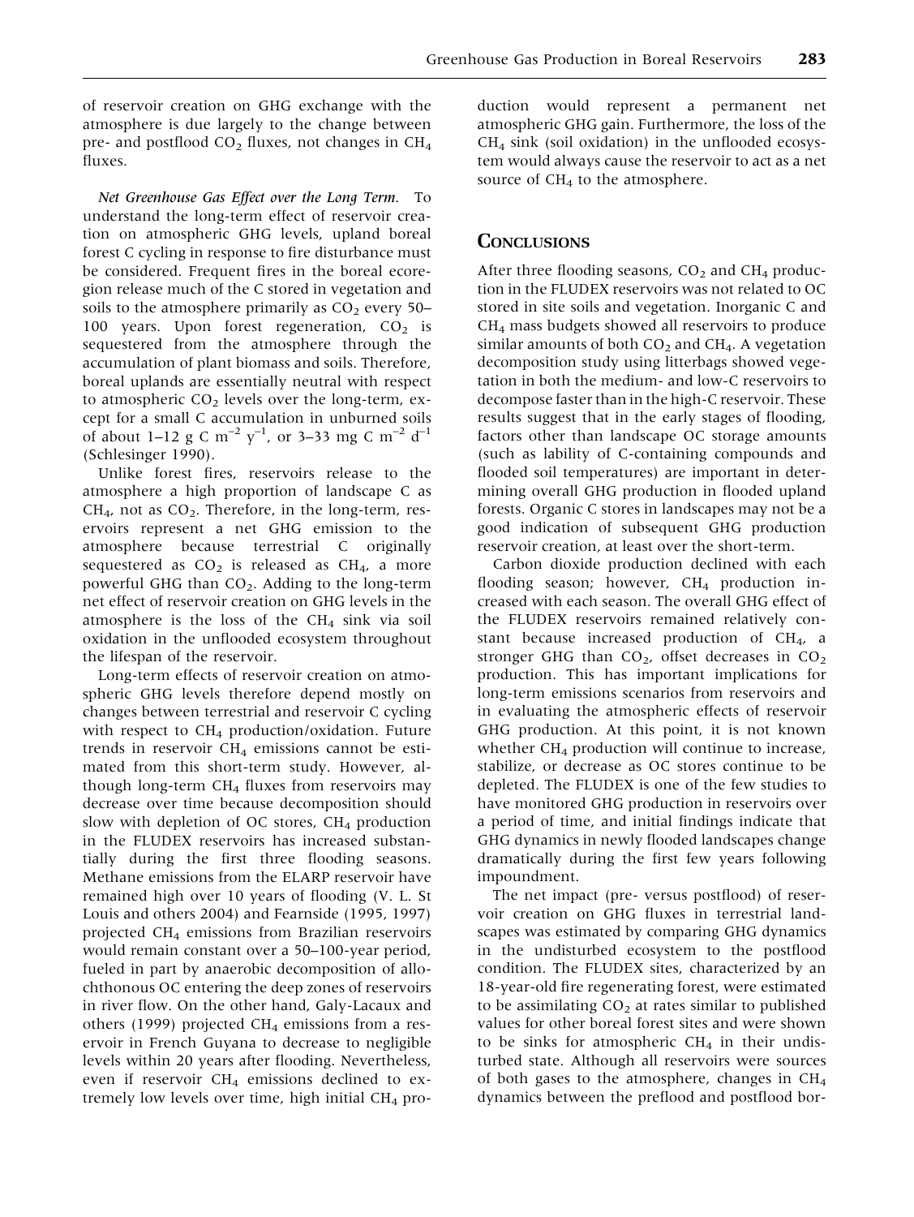of reservoir creation on GHG exchange with the atmosphere is due largely to the change between pre- and postflood $CO_2$ fluxes, not changes in $CH_4$ fluxes.

*Net Greenhouse Gas Effect over the Long Term.* To understand the long-term effect of reservoir creation on atmospheric GHG levels, upland boreal forest C cycling in response to fire disturbance must be considered. Frequent fires in the boreal ecoregion release much of the C stored in vegetation and soils to the atmosphere primarily as $CO_2$ every 50–100 years. Upon forest regeneration, $CO_2$ is sequestered from the atmosphere through the accumulation of plant biomass and soils. Therefore, boreal uplands are essentially neutral with respect to atmospheric $CO_2$ levels over the long-term, except for a small C accumulation in unburned soils of about 1–12 g C $m^{-2}$ $y^{-1}$, or 3–33 mg C $m^{-2}$ $d^{-1}$ (Schlesinger 1990).

Unlike forest fires, reservoirs release to the atmosphere a high proportion of landscape C as $CH_4$, not as $CO_2$. Therefore, in the long-term, reservoirs represent a net GHG emission to the atmosphere because terrestrial C originally sequestered as $CO_2$ is released as $CH_4$, a more powerful GHG than $CO_2$. Adding to the long-term net effect of reservoir creation on GHG levels in the atmosphere is the loss of the $CH_4$ sink via soil oxidation in the unflooded ecosystem throughout the lifespan of the reservoir.

Long-term effects of reservoir creation on atmospheric GHG levels therefore depend mostly on changes between terrestrial and reservoir C cycling with respect to $CH_4$ production/oxidation. Future trends in reservoir $CH_4$ emissions cannot be estimated from this short-term study. However, although long-term $CH_4$ fluxes from reservoirs may decrease over time because decomposition should slow with depletion of OC stores, $CH_4$ production in the FLUDEX reservoirs has increased substantially during the first three flooding seasons. Methane emissions from the ELARP reservoir have remained high over 10 years of flooding (V. L. St Louis and others 2004) and Fearnside (1995, 1997) projected $CH_4$ emissions from Brazilian reservoirs would remain constant over a 50–100-year period, fueled in part by anaerobic decomposition of allochthonous OC entering the deep zones of reservoirs in river flow. On the other hand, Galy-Lacaux and others (1999) projected $CH_4$ emissions from a reservoir in French Guyana to decrease to negligible levels within 20 years after flooding. Nevertheless, even if reservoir $CH_4$ emissions declined to extremely low levels over time, high initial $CH_4$ production would represent a permanent net atmospheric GHG gain. Furthermore, the loss of the $CH_4$ sink (soil oxidation) in the unflooded ecosystem would always cause the reservoir to act as a net source of $CH_4$ to the atmosphere.

## Conclusions

After three flooding seasons, $CO_2$ and $CH_4$ production in the FLUDEX reservoirs was not related to OC stored in site soils and vegetation. Inorganic C and $CH_4$ mass budgets showed all reservoirs to produce similar amounts of both $CO_2$ and $CH_4$. A vegetation decomposition study using litterbags showed vegetation in both the medium- and low-C reservoirs to decompose faster than in the high-C reservoir. These results suggest that in the early stages of flooding, factors other than landscape OC storage amounts (such as lability of C-containing compounds and flooded soil temperatures) are important in determining overall GHG production in flooded upland forests. Organic C stores in landscapes may not be a good indication of subsequent GHG production reservoir creation, at least over the short-term.

Carbon dioxide production declined with each flooding season; however, $CH_4$ production increased with each season. The overall GHG effect of the FLUDEX reservoirs remained relatively constant because increased production of $CH_4$, a stronger GHG than $CO_2$, offset decreases in $CO_2$ production. This has important implications for long-term emissions scenarios from reservoirs and in evaluating the atmospheric effects of reservoir GHG production. At this point, it is not known whether $CH_4$ production will continue to increase, stabilize, or decrease as OC stores continue to be depleted. The FLUDEX is one of the few studies to have monitored GHG production in reservoirs over a period of time, and initial findings indicate that GHG dynamics in newly flooded landscapes change dramatically during the first few years following impoundment.

The net impact (pre- versus postflood) of reservoir creation on GHG fluxes in terrestrial landscapes was estimated by comparing GHG dynamics in the undisturbed ecosystem to the postflood condition. The FLUDEX sites, characterized by an 18-year-old fire regenerating forest, were estimated to be assimilating $CO_2$ at rates similar to published values for other boreal forest sites and were shown to be sinks for atmospheric $CH_4$ in their undisturbed state. Although all reservoirs were sources of both gases to the atmosphere, changes in $CH_4$ dynamics between the preflood and postflood bor-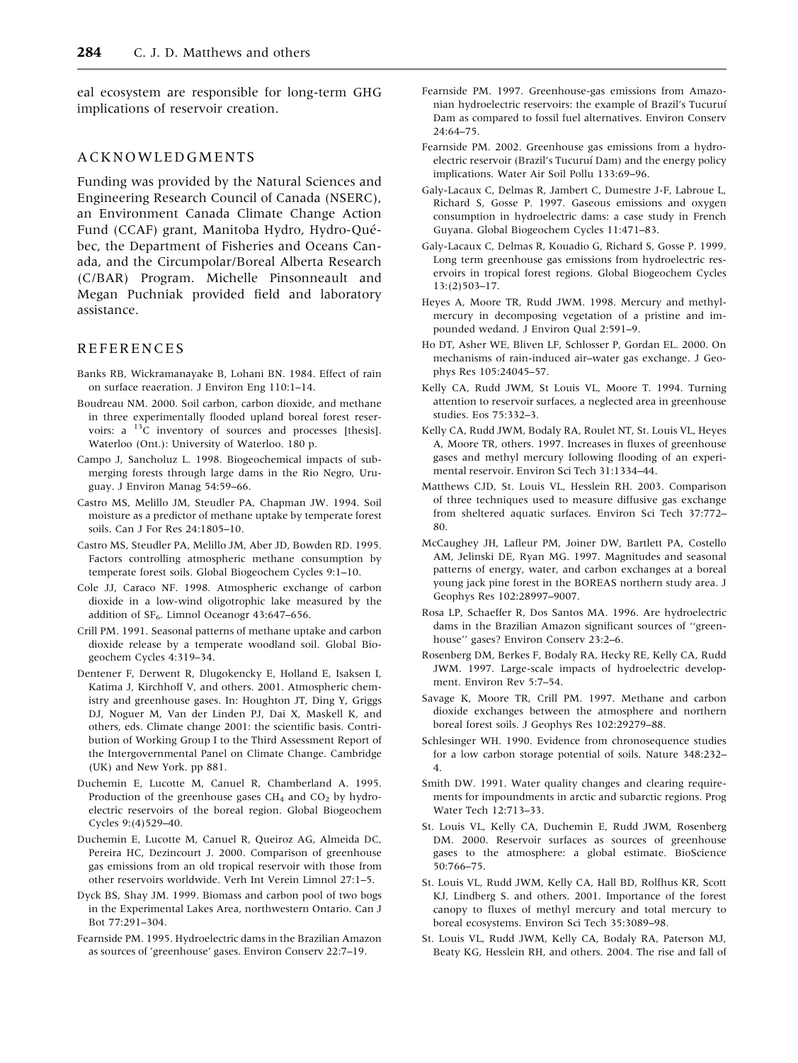eal ecosystem are responsible for long-term GHG implications of reservoir creation.

## ACKNOWLEDGMENTS

Funding was provided by the Natural Sciences and Engineering Research Council of Canada (NSERC), an Environment Canada Climate Change Action Fund (CCAF) grant, Manitoba Hydro, Hydro-Québec, the Department of Fisheries and Oceans Canada, and the Circumpolar/Boreal Alberta Research (C/BAR) Program. Michelle Pinsonneault and Megan Puchniak provided field and laboratory assistance.

## REFERENCES

Banks RB, Wickramanayake B, Lohani BN. 1984. Effect of rain on surface reaeration. J Environ Eng 110:1–14.

Boudreau NM. 2000. Soil carbon, carbon dioxide, and methane in three experimentally flooded upland boreal forest reservoirs: a $^{13}C$ inventory of sources and processes [thesis]. Waterloo (Ont.): University of Waterloo. 180 p.

Campo J, Sancholuz L. 1998. Biogeochemical impacts of submerging forests through large dams in the Rio Negro, Uruguay. J Environ Manag 54:59–66.

Castro MS, Melillo JM, Steudler PA, Chapman JW. 1994. Soil moisture as a predictor of methane uptake by temperate forest soils. Can J For Res 24:1805–10.

Castro MS, Steudler PA, Melillo JM, Aber JD, Bowden RD. 1995. Factors controlling atmospheric methane consumption by temperate forest soils. Global Biogeochem Cycles 9:1–10.

Cole JJ, Caraco NF. 1998. Atmospheric exchange of carbon dioxide in a low-wind oligotrophic lake measured by the addition of $SF_6$. Limnol Oceanogr 43:647–656.

Crill PM. 1991. Seasonal patterns of methane uptake and carbon dioxide release by a temperate woodland soil. Global Biogeochem Cycles 4:319–34.

Dentener F, Derwent R, Dlugokencky E, Holland E, Isaksen I, Katima J, Kirchhoff V, and others. 2001. Atmospheric chemistry and greenhouse gases. In: Houghton JT, Ding Y, Griggs DJ, Noguer M, Van der Linden PJ, Dai X, Maskell K, and others, eds. Climate change 2001: the scientific basis. Contribution of Working Group I to the Third Assessment Report of the Intergovernmental Panel on Climate Change. Cambridge (UK) and New York. pp 881.

Duchemin E, Lucotte M, Canuel R, Chamberland A. 1995. Production of the greenhouse gases $CH_4$ and $CO_2$ by hydroelectric reservoirs of the boreal region. Global Biogeochem Cycles 9:(4)529–40.

Duchemin E, Lucotte M, Canuel R, Queiroz AG, Almeida DC, Pereira HC, Dezincourt J. 2000. Comparison of greenhouse gas emissions from an old tropical reservoir with those from other reservoirs worldwide. Verh Int Verein Limnol 27:1–5.

Dyck BS, Shay JM. 1999. Biomass and carbon pool of two bogs in the Experimental Lakes Area, northwestern Ontario. Can J Bot 77:291–304.

Fearnside PM. 1995. Hydroelectric dams in the Brazilian Amazon as sources of 'greenhouse' gases. Environ Conserv 22:7–19.

Fearnside PM. 1997. Greenhouse-gas emissions from Amazonian hydroelectric reservoirs: the example of Brazil's Tucuruí Dam as compared to fossil fuel alternatives. Environ Conserv 24:64–75.

Fearnside PM. 2002. Greenhouse gas emissions from a hydroelectric reservoir (Brazil's Tucuruí Dam) and the energy policy implications. Water Air Soil Pollu 133:69–96.

Galy-Lacaux C, Delmas R, Jambert C, Dumestre J-F, Labroue L, Richard S, Gosse P. 1997. Gaseous emissions and oxygen consumption in hydroelectric dams: a case study in French Guyana. Global Biogeochem Cycles 11:471–83.

Galy-Lacaux C, Delmas R, Kouadio G, Richard S, Gosse P. 1999. Long term greenhouse gas emissions from hydroelectric reservoirs in tropical forest regions. Global Biogeochem Cycles 13:(2)503–17.

Heyes A, Moore TR, Rudd JWM. 1998. Mercury and methylmercury in decomposing vegetation of a pristine and impounded wedand. J Environ Qual 2:591–9.

Ho DT, Asher WE, Bliven LF, Schlosser P, Gordan EL. 2000. On mechanisms of rain-induced air–water gas exchange. J Geophys Res 105:24045–57.

Kelly CA, Rudd JWM, St Louis VL, Moore T. 1994. Turning attention to reservoir surfaces, a neglected area in greenhouse studies. Eos 75:332–3.

Kelly CA, Rudd JWM, Bodaly RA, Roulet NT, St. Louis VL, Heyes A, Moore TR, others. 1997. Increases in fluxes of greenhouse gases and methyl mercury following flooding of an experimental reservoir. Environ Sci Tech 31:1334–44.

Matthews CJD, St. Louis VL, Hesslein RH. 2003. Comparison of three techniques used to measure diffusive gas exchange from sheltered aquatic surfaces. Environ Sci Tech 37:772–80.

McCaughey JH, Lafleur PM, Joiner DW, Bartlett PA, Costello AM, Jelinski DE, Ryan MG. 1997. Magnitudes and seasonal patterns of energy, water, and carbon exchanges at a boreal young jack pine forest in the BOREAS northern study area. J Geophys Res 102:28997–9007.

Rosa LP, Schaeffer R, Dos Santos MA. 1996. Are hydroelectric dams in the Brazilian Amazon significant sources of ''greenhouse'' gases? Environ Conserv 23:2–6.

Rosenberg DM, Berkes F, Bodaly RA, Hecky RE, Kelly CA, Rudd JWM. 1997. Large-scale impacts of hydroelectric development. Environ Rev 5:7–54.

Savage K, Moore TR, Crill PM. 1997. Methane and carbon dioxide exchanges between the atmosphere and northern boreal forest soils. J Geophys Res 102:29279–88.

Schlesinger WH. 1990. Evidence from chronosequence studies for a low carbon storage potential of soils. Nature 348:232–4.

Smith DW. 1991. Water quality changes and clearing requirements for impoundments in arctic and subarctic regions. Prog Water Tech 12:713–33.

St. Louis VL, Kelly CA, Duchemin E, Rudd JWM, Rosenberg DM. 2000. Reservoir surfaces as sources of greenhouse gases to the atmosphere: a global estimate. BioScience 50:766–75.

St. Louis VL, Rudd JWM, Kelly CA, Hall BD, Rolfhus KR, Scott KJ, Lindberg S. and others. 2001. Importance of the forest canopy to fluxes of methyl mercury and total mercury to boreal ecosystems. Environ Sci Tech 35:3089–98.

St. Louis VL, Rudd JWM, Kelly CA, Bodaly RA, Paterson MJ, Beaty KG, Hesslein RH, and others. 2004. The rise and fall of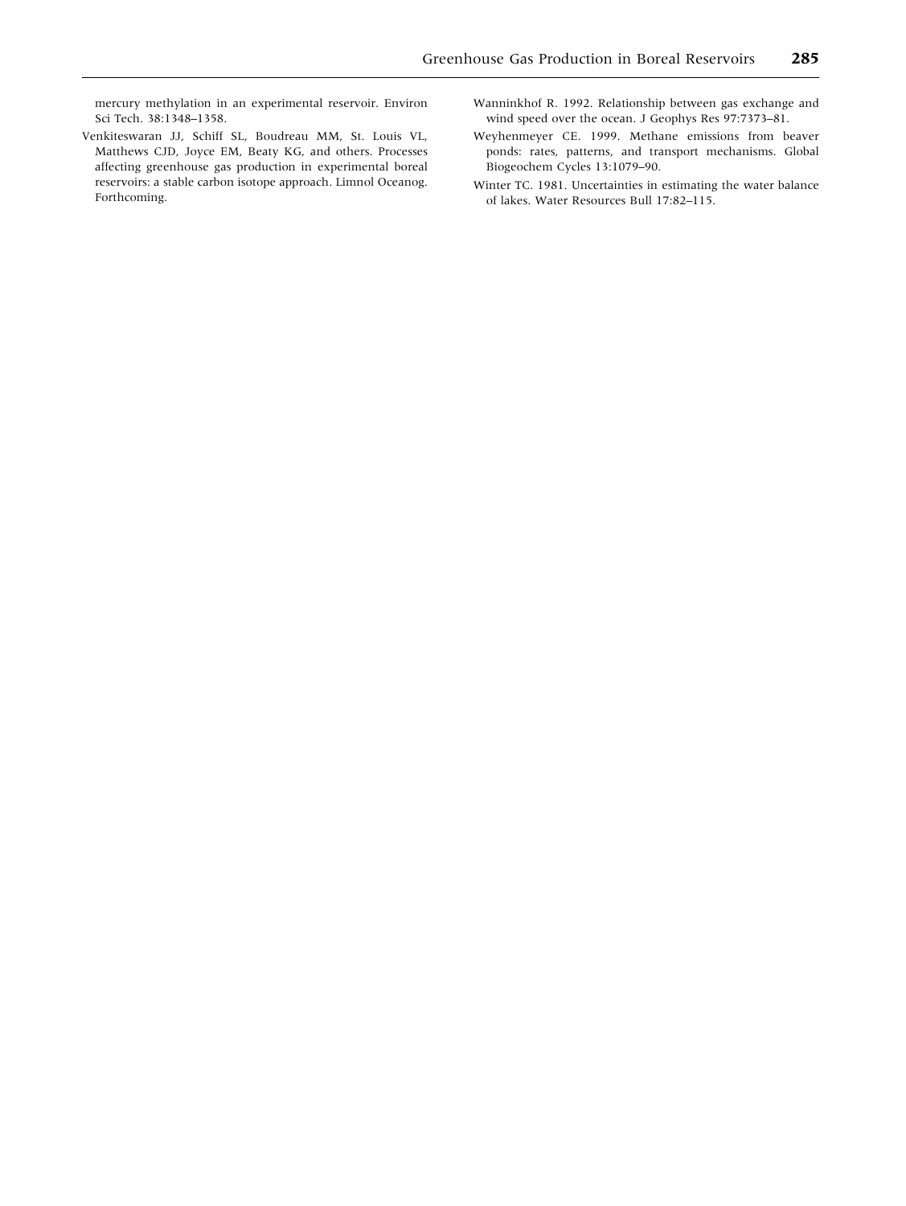mercury methylation in an experimental reservoir. Environ Sci Tech. 38:1348–1358.

Venkiteswaran JJ, Schiff SL, Boudreau MM, St. Louis VL, Matthews CJD, Joyce EM, Beaty KG, and others. Processes affecting greenhouse gas production in experimental boreal reservoirs: a stable carbon isotope approach. Limnol Oceanog. Forthcoming.

Wanninkhof R. 1992. Relationship between gas exchange and wind speed over the ocean. J Geophys Res 97:7373–81.

Weyhenmeyer CE. 1999. Methane emissions from beaver ponds: rates, patterns, and transport mechanisms. Global Biogeochem Cycles 13:1079–90.

Winter TC. 1981. Uncertainties in estimating the water balance of lakes. Water Resources Bull 17:82–115.